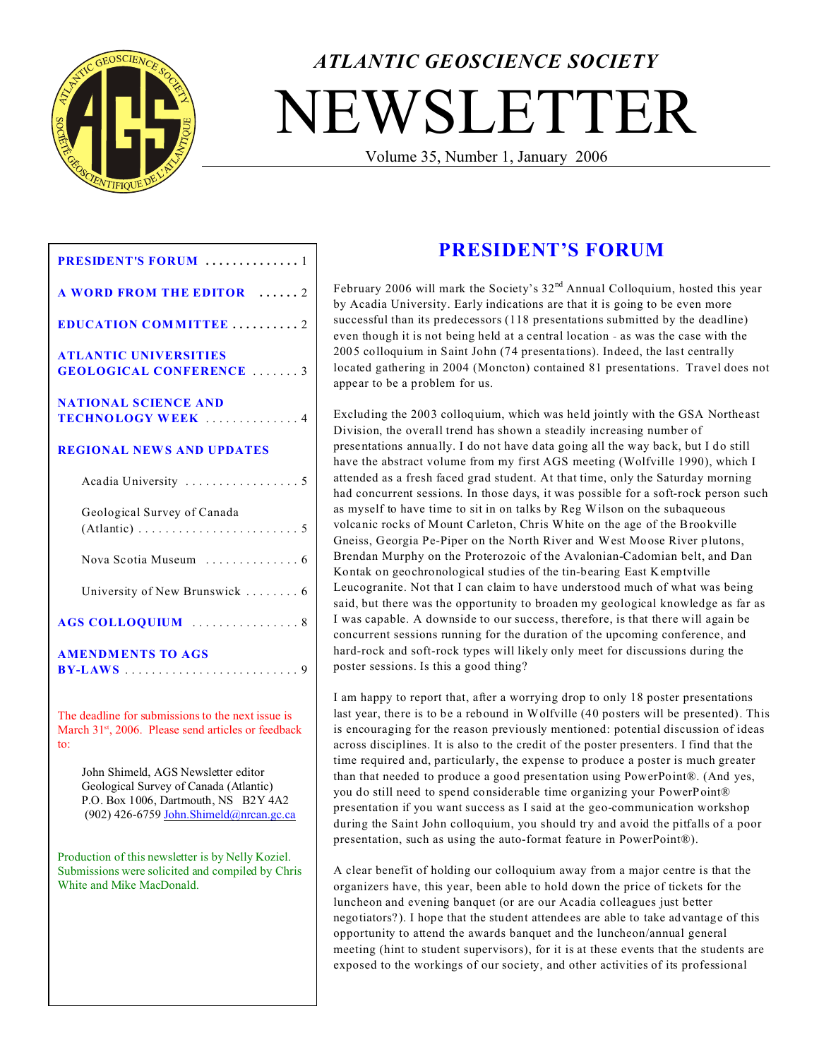*ATLANTIC GEOSCIENCE SOCIETY*

# NEWSLETTER

Volume 35, Number 1, January 2006

**PRESIDENT'S FORUM** .............. 1

**A WORD FROM THE EDITOR** ...... 2

**EDUCATION COMMITTEE** .......... 2

**ATLANTIC UNIVERSITIES GEOLOGICAL CONFERENCE** ....... 3

**NATIONAL SCIENCE AND TECHNOLOGY WEEK** .............. 4

**REGIONAL NEWS AND UPDATES**

- Acadia University ................. 5
- Geological Survey of Canada (Atlantic) ........................ 5
- Nova Scotia Museum .............. 6
- University of New Brunswick ........ 6

**AGS COLLOQUIUM** ................ 8

**AMENDMENTS TO AGS BY-LAWS** .......................... 9

The deadline for submissions to the next issue is March 31st, 2006. Please send articles or feedback to:

John Shimeld, AGS Newsletter editor
Geological Survey of Canada (Atlantic)
P.O. Box 1006, Dartmouth, NS B2Y 4A2
(902) 426-6759 John.Shimeld@nrcan.gc.ca

Production of this newsletter is by Nelly Koziel. Submissions were solicited and compiled by Chris White and Mike MacDonald.

## PRESIDENT'S FORUM

February 2006 will mark the Society's 32nd Annual Colloquium, hosted this year by Acadia University. Early indications are that it is going to be even more successful than its predecessors (118 presentations submitted by the deadline) even though it is not being held at a central location - as was the case with the 2005 colloquium in Saint John (74 presentations). Indeed, the last centrally located gathering in 2004 (Moncton) contained 81 presentations. Travel does not appear to be a problem for us.

Excluding the 2003 colloquium, which was held jointly with the GSA Northeast Division, the overall trend has shown a steadily increasing number of presentations annually. I do not have data going all the way back, but I do still have the abstract volume from my first AGS meeting (Wolfville 1990), which I attended as a fresh faced grad student. At that time, only the Saturday morning had concurrent sessions. In those days, it was possible for a soft-rock person such as myself to have time to sit in on talks by Reg Wilson on the subaqueous volcanic rocks of Mount Carleton, Chris White on the age of the Brookville Gneiss, Georgia Pe-Piper on the North River and West Moose River plutons, Brendan Murphy on the Proterozoic of the Avalonian-Cadomian belt, and Dan Kontak on geochronological studies of the tin-bearing East Kemptville Leucogranite. Not that I can claim to have understood much of what was being said, but there was the opportunity to broaden my geological knowledge as far as I was capable. A downside to our success, therefore, is that there will again be concurrent sessions running for the duration of the upcoming conference, and hard-rock and soft-rock types will likely only meet for discussions during the poster sessions. Is this a good thing?

I am happy to report that, after a worrying drop to only 18 poster presentations last year, there is to be a rebound in Wolfville (40 posters will be presented). This is encouraging for the reason previously mentioned: potential discussion of ideas across disciplines. It is also to the credit of the poster presenters. I find that the time required and, particularly, the expense to produce a poster is much greater than that needed to produce a good presentation using PowerPoint®. (And yes, you do still need to spend considerable time organizing your PowerPoint® presentation if you want success as I said at the geo-communication workshop during the Saint John colloquium, you should try and avoid the pitfalls of a poor presentation, such as using the auto-format feature in PowerPoint®).

A clear benefit of holding our colloquium away from a major centre is that the organizers have, this year, been able to hold down the price of tickets for the luncheon and evening banquet (or are our Acadia colleagues just better negotiators?). I hope that the student attendees are able to take advantage of this opportunity to attend the awards banquet and the luncheon/annual general meeting (hint to student supervisors), for it is at these events that the students are exposed to the workings of our society, and other activities of its professional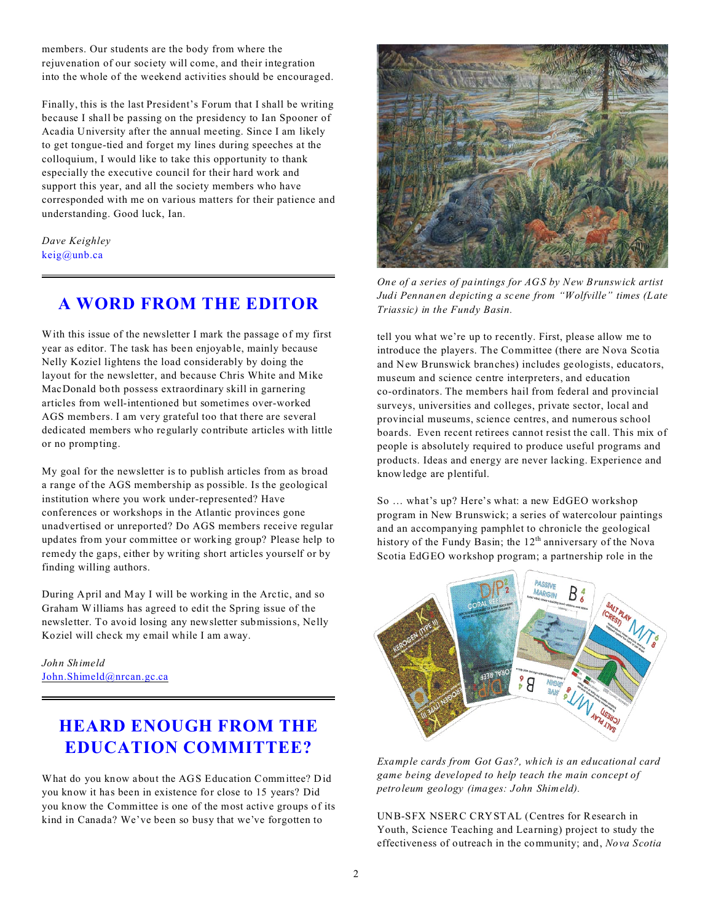members. Our students are the body from where the rejuvenation of our society will come, and their integration into the whole of the weekend activities should be encouraged.

Finally, this is the last President's Forum that I shall be writing because I shall be passing on the presidency to Ian Spooner of Acadia University after the annual meeting. Since I am likely to get tongue-tied and forget my lines during speeches at the colloquium, I would like to take this opportunity to thank especially the executive council for their hard work and support this year, and all the society members who have corresponded with me on various matters for their patience and understanding. Good luck, Ian.

*Dave Keighley*
keig@unb.ca

## A WORD FROM THE EDITOR

With this issue of the newsletter I mark the passage of my first year as editor. The task has been enjoyable, mainly because Nelly Koziel lightens the load considerably by doing the layout for the newsletter, and because Chris White and Mike MacDonald both possess extraordinary skill in garnering articles from well-intentioned but sometimes over-worked AGS members. I am very grateful too that there are several dedicated members who regularly contribute articles with little or no prompting.

My goal for the newsletter is to publish articles from as broad a range of the AGS membership as possible. Is the geological institution where you work under-represented? Have conferences or workshops in the Atlantic provinces gone unadvertised or unreported? Do AGS members receive regular updates from your committee or working group? Please help to remedy the gaps, either by writing short articles yourself or by finding willing authors.

During April and May I will be working in the Arctic, and so Graham Williams has agreed to edit the Spring issue of the newsletter. To avoid losing any newsletter submissions, Nelly Koziel will check my email while I am away.

*John Shimeld*
John.Shimeld@nrcan.gc.ca

## HEARD ENOUGH FROM THE EDUCATION COMMITTEE?

What do you know about the AGS Education Committee? Did you know it has been in existence for close to 15 years? Did you know the Committee is one of the most active groups of its kind in Canada? We've been so busy that we've forgotten to tell you what we're up to recently. First, please allow me to introduce the players. The Committee (there are Nova Scotia and New Brunswick branches) includes geologists, educators, museum and science centre interpreters, and education co-ordinators. The members hail from federal and provincial surveys, universities and colleges, private sector, local and provincial museums, science centres, and numerous school boards. Even recent retirees cannot resist the call. This mix of people is absolutely required to produce useful programs and products. Ideas and energy are never lacking. Experience and knowledge are plentiful.

*One of a series of paintings for AGS by New Brunswick artist Judi Pennanen depicting a scene from "Wolfville" times (Late Triassic) in the Fundy Basin.*

So … what's up? Here's what: a new EdGEO workshop program in New Brunswick; a series of watercolour paintings and an accompanying pamphlet to chronicle the geological history of the Fundy Basin; the 12th anniversary of the Nova Scotia EdGEO workshop program; a partnership role in the UNB-SFX NSERC CRYSTAL (Centres for Research in Youth, Science Teaching and Learning) project to study the effectiveness of outreach in the community; and, *Nova Scotia*

*Example cards from Got Gas?, which is an educational card game being developed to help teach the main concept of petroleum geology (images: John Shimeld).*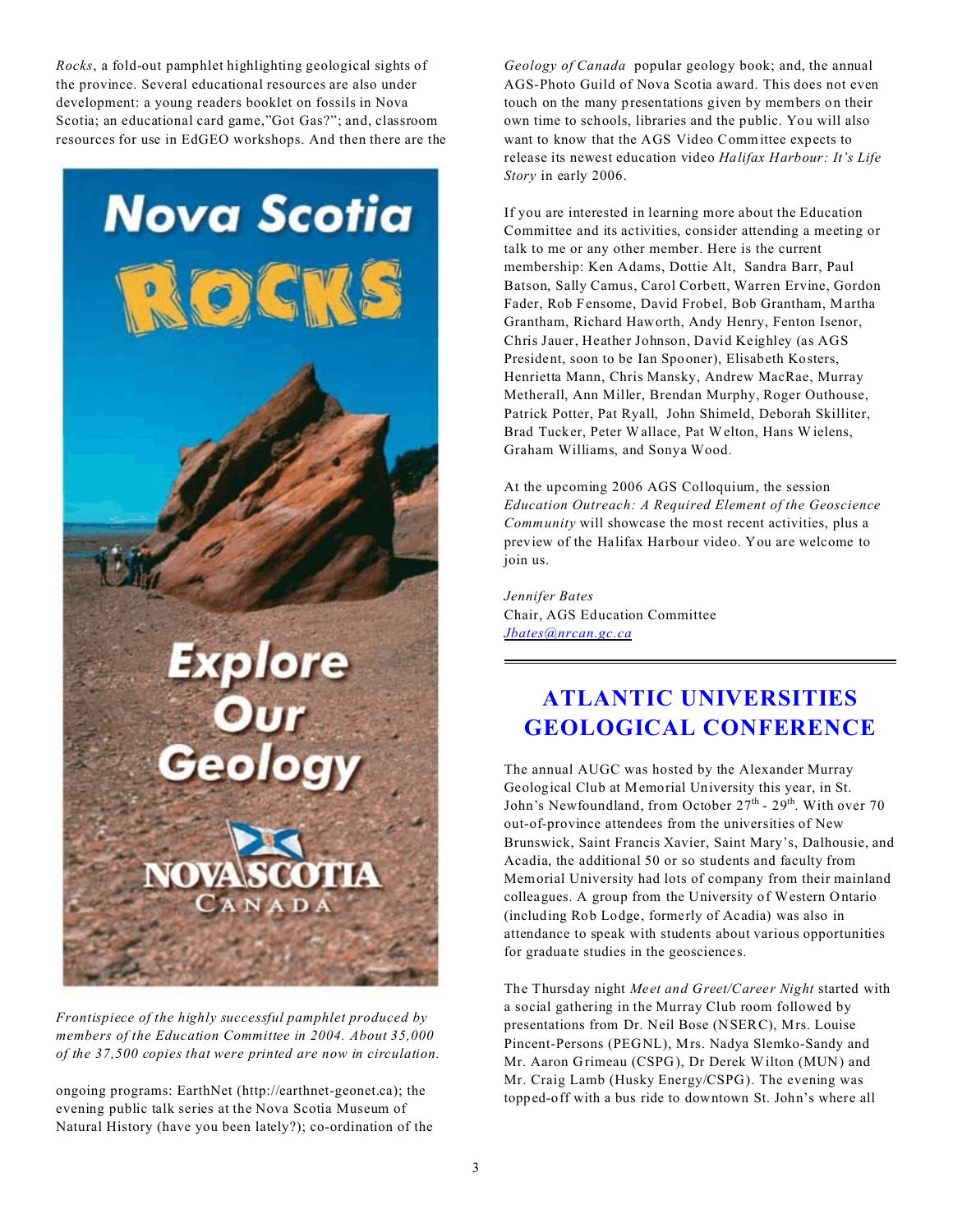*Rocks*, a fold-out pamphlet highlighting geological sights of the province. Several educational resources are also under development: a young readers booklet on fossils in Nova Scotia; an educational card game,"Got Gas?"; and, classroom resources for use in EdGEO workshops. And then there are the ongoing programs: EarthNet (http://earthnet-geonet.ca); the evening public talk series at the Nova Scotia Museum of Natural History (have you been lately?); co-ordination of the *Geology of Canada* popular geology book; and, the annual AGS-Photo Guild of Nova Scotia award. This does not even touch on the many presentations given by members on their own time to schools, libraries and the public. You will also want to know that the AGS Video Committee expects to release its newest education video *Halifax Harbour: It's Life Story* in early 2006.

*Frontispiece of the highly successful pamphlet produced by members of the Education Committee in 2004. About 35,000 of the 37,500 copies that were printed are now in circulation.*

If you are interested in learning more about the Education Committee and its activities, consider attending a meeting or talk to me or any other member. Here is the current membership: Ken Adams, Dottie Alt, Sandra Barr, Paul Batson, Sally Camus, Carol Corbett, Warren Ervine, Gordon Fader, Rob Fensome, David Frobel, Bob Grantham, Martha Grantham, Richard Haworth, Andy Henry, Fenton Isenor, Chris Jauer, Heather Johnson, David Keighley (as AGS President, soon to be Ian Spooner), Elisabeth Kosters, Henrietta Mann, Chris Mansky, Andrew MacRae, Murray Metherall, Ann Miller, Brendan Murphy, Roger Outhouse, Patrick Potter, Pat Ryall, John Shimeld, Deborah Skilliter, Brad Tucker, Peter Wallace, Pat Welton, Hans Wielens, Graham Williams, and Sonya Wood.

At the upcoming 2006 AGS Colloquium, the session *Education Outreach: A Required Element of the Geoscience Community* will showcase the most recent activities, plus a preview of the Halifax Harbour video. You are welcome to join us.

*Jennifer Bates*
Chair, AGS Education Committee
Jbates@nrcan.gc.ca

## ATLANTIC UNIVERSITIES GEOLOGICAL CONFERENCE

The annual AUGC was hosted by the Alexander Murray Geological Club at Memorial University this year, in St. John's Newfoundland, from October 27th - 29th. With over 70 out-of-province attendees from the universities of New Brunswick, Saint Francis Xavier, Saint Mary's, Dalhousie, and Acadia, the additional 50 or so students and faculty from Memorial University had lots of company from their mainland colleagues. A group from the University of Western Ontario (including Rob Lodge, formerly of Acadia) was also in attendance to speak with students about various opportunities for graduate studies in the geosciences.

The Thursday night *Meet and Greet/Career Night* started with a social gathering in the Murray Club room followed by presentations from Dr. Neil Bose (NSERC), Mrs. Louise Pincent-Persons (PEGNL), Mrs. Nadya Slemko-Sandy and Mr. Aaron Grimeau (CSPG), Dr Derek Wilton (MUN) and Mr. Craig Lamb (Husky Energy/CSPG). The evening was topped-off with a bus ride to downtown St. John's where all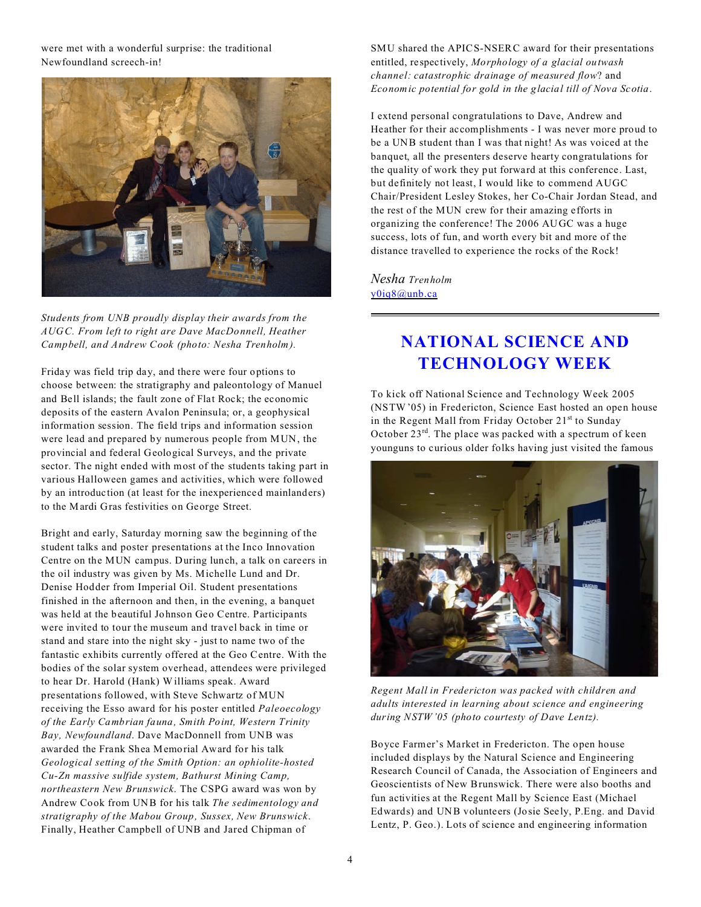were met with a wonderful surprise: the traditional Newfoundland screech-in!

*Students from UNB proudly display their awards from the AUGC. From left to right are Dave MacDonnell, Heather Campbell, and Andrew Cook (photo: Nesha Trenholm).*

Friday was field trip day, and there were four options to choose between: the stratigraphy and paleontology of Manuel and Bell islands; the fault zone of Flat Rock; the economic deposits of the eastern Avalon Peninsula; or, a geophysical information session. The field trips and information session were lead and prepared by numerous people from MUN, the provincial and federal Geological Surveys, and the private sector. The night ended with most of the students taking part in various Halloween games and activities, which were followed by an introduction (at least for the inexperienced mainlanders) to the Mardi Gras festivities on George Street.

Bright and early, Saturday morning saw the beginning of the student talks and poster presentations at the Inco Innovation Centre on the MUN campus. During lunch, a talk on careers in the oil industry was given by Ms. Michelle Lund and Dr. Denise Hodder from Imperial Oil. Student presentations finished in the afternoon and then, in the evening, a banquet was held at the beautiful Johnson Geo Centre. Participants were invited to tour the museum and travel back in time or stand and stare into the night sky - just to name two of the fantastic exhibits currently offered at the Geo Centre. With the bodies of the solar system overhead, attendees were privileged to hear Dr. Harold (Hank) Williams speak. Award presentations followed, with Steve Schwartz of MUN receiving the Esso award for his poster entitled *Paleoecology of the Early Cambrian fauna, Smith Point, Western Trinity Bay, Newfoundland.* Dave MacDonnell from UNB was awarded the Frank Shea Memorial Award for his talk *Geological setting of the Smith Option: an ophiolite-hosted Cu-Zn massive sulfide system, Bathurst Mining Camp, northeastern New Brunswick.* The CSPG award was won by Andrew Cook from UNB for his talk *The sedimentology and stratigraphy of the Mabou Group, Sussex, New Brunswick.* Finally, Heather Campbell of UNB and Jared Chipman of SMU shared the APICS-NSERC award for their presentations entitled, respectively, *Morphology of a glacial outwash channel: catastrophic drainage of measured flow*? and *Economic potential for gold in the glacial till of Nova Scotia.*

I extend personal congratulations to Dave, Andrew and Heather for their accomplishments - I was never more proud to be a UNB student than I was that night! As was voiced at the banquet, all the presenters deserve hearty congratulations for the quality of work they put forward at this conference. Last, but definitely not least, I would like to commend AUGC Chair/President Lesley Stokes, her Co-Chair Jordan Stead, and the rest of the MUN crew for their amazing efforts in organizing the conference! The 2006 AUGC was a huge success, lots of fun, and worth every bit and more of the distance travelled to experience the rocks of the Rock!

*Nesha Trenholm*
y0iq8@unb.ca

---

# NATIONAL SCIENCE AND TECHNOLOGY WEEK

To kick off National Science and Technology Week 2005 (NSTW'05) in Fredericton, Science East hosted an open house in the Regent Mall from Friday October 21st to Sunday October 23rd. The place was packed with a spectrum of keen younguns to curious older folks having just visited the famous Boyce Farmer's Market in Fredericton. The open house included displays by the Natural Science and Engineering Research Council of Canada, the Association of Engineers and Geoscientists of New Brunswick. There were also booths and fun activities at the Regent Mall by Science East (Michael Edwards) and UNB volunteers (Josie Seely, P.Eng. and David Lentz, P. Geo.). Lots of science and engineering information

*Regent Mall in Fredericton was packed with children and adults interested in learning about science and engineering during NSTW'05 (photo courtesy of Dave Lentz).*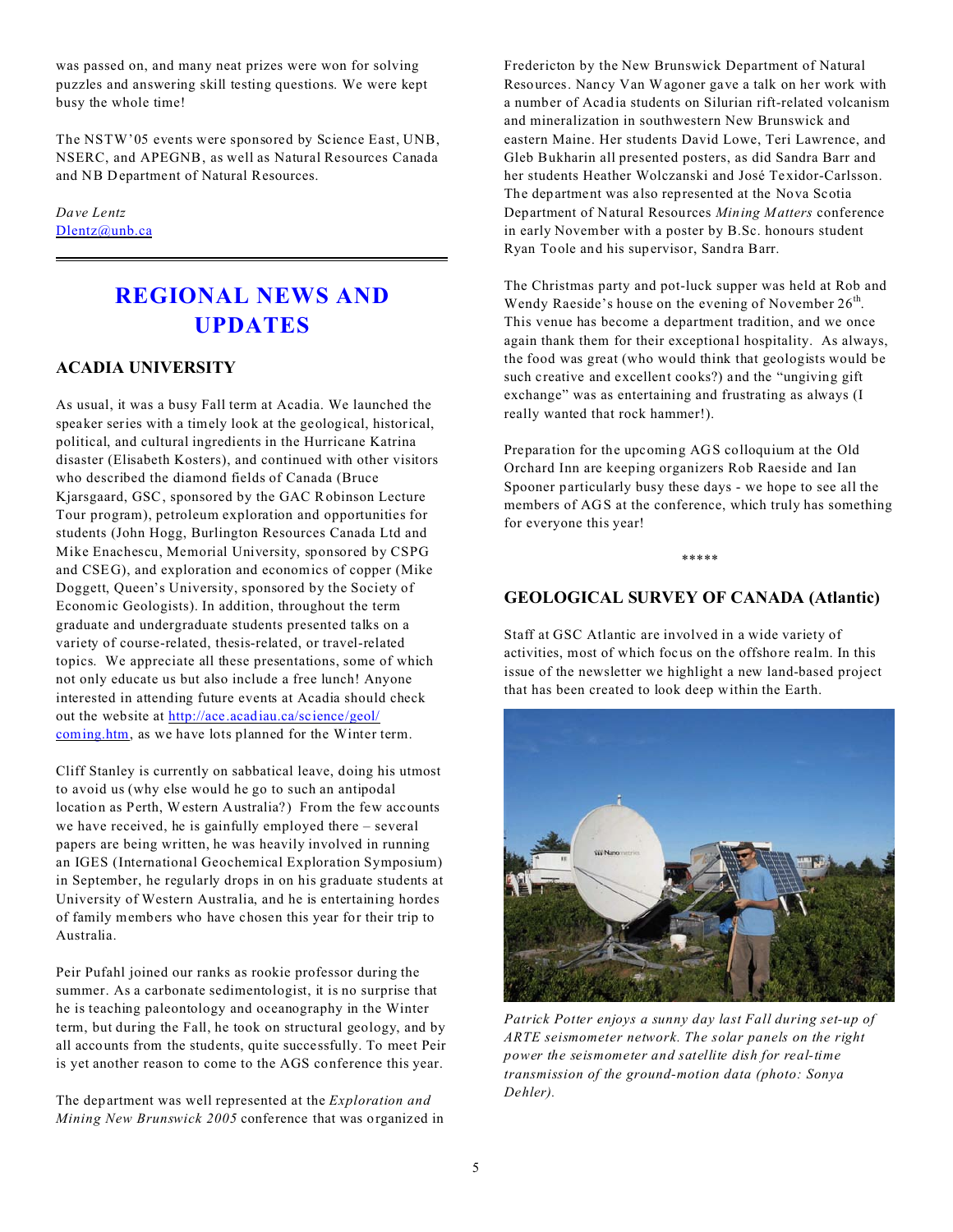was passed on, and many neat prizes were won for solving puzzles and answering skill testing questions. We were kept busy the whole time!

The NSTW'05 events were sponsored by Science East, UNB, NSERC, and APEGNB, as well as Natural Resources Canada and NB Department of Natural Resources.

*Dave Lentz*
Dlentz@unb.ca

# REGIONAL NEWS AND UPDATES

## ACADIA UNIVERSITY

As usual, it was a busy Fall term at Acadia. We launched the speaker series with a timely look at the geological, historical, political, and cultural ingredients in the Hurricane Katrina disaster (Elisabeth Kosters), and continued with other visitors who described the diamond fields of Canada (Bruce Kjarsgaard, GSC, sponsored by the GAC Robinson Lecture Tour program), petroleum exploration and opportunities for students (John Hogg, Burlington Resources Canada Ltd and Mike Enachescu, Memorial University, sponsored by CSPG and CSEG), and exploration and economics of copper (Mike Doggett, Queen's University, sponsored by the Society of Economic Geologists). In addition, throughout the term graduate and undergraduate students presented talks on a variety of course-related, thesis-related, or travel-related topics. We appreciate all these presentations, some of which not only educate us but also include a free lunch! Anyone interested in attending future events at Acadia should check out the website at http://ace.acadiau.ca/science/geol/coming.htm, as we have lots planned for the Winter term.

Cliff Stanley is currently on sabbatical leave, doing his utmost to avoid us (why else would he go to such an antipodal location as Perth, Western Australia?) From the few accounts we have received, he is gainfully employed there – several papers are being written, he was heavily involved in running an IGES (International Geochemical Exploration Symposium) in September, he regularly drops in on his graduate students at University of Western Australia, and he is entertaining hordes of family members who have chosen this year for their trip to Australia.

Peir Pufahl joined our ranks as rookie professor during the summer. As a carbonate sedimentologist, it is no surprise that he is teaching paleontology and oceanography in the Winter term, but during the Fall, he took on structural geology, and by all accounts from the students, quite successfully. To meet Peir is yet another reason to come to the AGS conference this year.

The department was well represented at the *Exploration and Mining New Brunswick 2005* conference that was organized in Fredericton by the New Brunswick Department of Natural Resources. Nancy Van Wagoner gave a talk on her work with a number of Acadia students on Silurian rift-related volcanism and mineralization in southwestern New Brunswick and eastern Maine. Her students David Lowe, Teri Lawrence, and Gleb Bukharin all presented posters, as did Sandra Barr and her students Heather Wolczanski and José Texidor-Carlsson. The department was also represented at the Nova Scotia Department of Natural Resources *Mining Matters* conference in early November with a poster by B.Sc. honours student Ryan Toole and his supervisor, Sandra Barr.

The Christmas party and pot-luck supper was held at Rob and Wendy Raeside's house on the evening of November 26th. This venue has become a department tradition, and we once again thank them for their exceptional hospitality. As always, the food was great (who would think that geologists would be such creative and excellent cooks?) and the "ungiving gift exchange" was as entertaining and frustrating as always (I really wanted that rock hammer!).

Preparation for the upcoming AGS colloquium at the Old Orchard Inn are keeping organizers Rob Raeside and Ian Spooner particularly busy these days - we hope to see all the members of AGS at the conference, which truly has something for everyone this year!

*****

## GEOLOGICAL SURVEY OF CANADA (Atlantic)

Staff at GSC Atlantic are involved in a wide variety of activities, most of which focus on the offshore realm. In this issue of the newsletter we highlight a new land-based project that has been created to look deep within the Earth.

*Patrick Potter enjoys a sunny day last Fall during set-up of ARTE seismometer network. The solar panels on the right power the seismometer and satellite dish for real-time transmission of the ground-motion data (photo: Sonya Dehler).*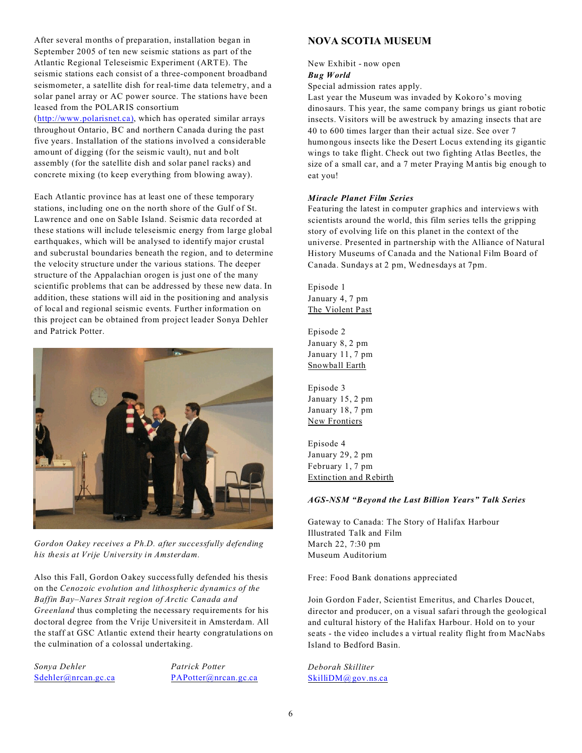After several months of preparation, installation began in September 2005 of ten new seismic stations as part of the Atlantic Regional Teleseismic Experiment (ARTE). The seismic stations each consist of a three-component broadband seismometer, a satellite dish for real-time data telemetry, and a solar panel array or AC power source. The stations have been leased from the POLARIS consortium (http://www.polarisnet.ca), which has operated similar arrays throughout Ontario, BC and northern Canada during the past five years. Installation of the stations involved a considerable amount of digging (for the seismic vault), nut and bolt assembly (for the satellite dish and solar panel racks) and concrete mixing (to keep everything from blowing away).

Each Atlantic province has at least one of these temporary stations, including one on the north shore of the Gulf of St. Lawrence and one on Sable Island. Seismic data recorded at these stations will include teleseismic energy from large global earthquakes, which will be analysed to identify major crustal and subcrustal boundaries beneath the region, and to determine the velocity structure under the various stations. The deeper structure of the Appalachian orogen is just one of the many scientific problems that can be addressed by these new data. In addition, these stations will aid in the positioning and analysis of local and regional seismic events. Further information on this project can be obtained from project leader Sonya Dehler and Patrick Potter.

*Gordon Oakey receives a Ph.D. after successfully defending his thesis at Vrije University in Amsterdam.*

Also this Fall, Gordon Oakey successfully defended his thesis on the *Cenozoic evolution and lithospheric dynamics of the Baffin Bay–Nares Strait region of Arctic Canada and Greenland* thus completing the necessary requirements for his doctoral degree from the Vrije Universiteit in Amsterdam. All the staff at GSC Atlantic extend their hearty congratulations on the culmination of a colossal undertaking.

*Sonya Dehler*
Sdehler@nrcan.gc.ca

*Patrick Potter*
PAPotter@nrcan.gc.ca

## NOVA SCOTIA MUSEUM

New Exhibit - now open
***Bug World***
Special admission rates apply.
Last year the Museum was invaded by Kokoro's moving dinosaurs. This year, the same company brings us giant robotic insects. Visitors will be awestruck by amazing insects that are 40 to 600 times larger than their actual size. See over 7 humongous insects like the Desert Locus extending its gigantic wings to take flight. Check out two fighting Atlas Beetles, the size of a small car, and a 7 meter Praying Mantis big enough to eat you!

***Miracle Planet Film Series***
Featuring the latest in computer graphics and interviews with scientists around the world, this film series tells the gripping story of evolving life on this planet in the context of the universe. Presented in partnership with the Alliance of Natural History Museums of Canada and the National Film Board of Canada. Sundays at 2 pm, Wednesdays at 7pm.

Episode 1
January 4, 7 pm
The Violent Past

Episode 2
January 8, 2 pm
January 11, 7 pm
Snowball Earth

Episode 3
January 15, 2 pm
January 18, 7 pm
New Frontiers

Episode 4
January 29, 2 pm
February 1, 7 pm
Extinction and Rebirth

***AGS-NSM "Beyond the Last Billion Years" Talk Series***

Gateway to Canada: The Story of Halifax Harbour
Illustrated Talk and Film
March 22, 7:30 pm
Museum Auditorium

Free: Food Bank donations appreciated

Join Gordon Fader, Scientist Emeritus, and Charles Doucet, director and producer, on a visual safari through the geological and cultural history of the Halifax Harbour. Hold on to your seats - the video includes a virtual reality flight from MacNabs Island to Bedford Basin.

*Deborah Skilliter*
SkilliDM@gov.ns.ca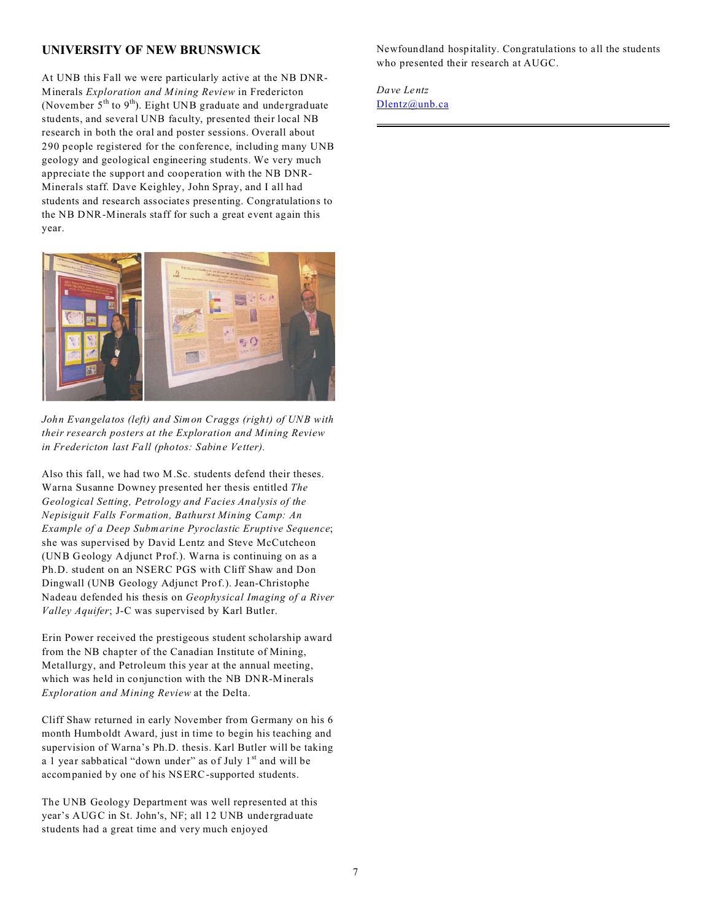## UNIVERSITY OF NEW BRUNSWICK

At UNB this Fall we were particularly active at the NB DNR-Minerals *Exploration and Mining Review* in Fredericton (November 5th to 9th). Eight UNB graduate and undergraduate students, and several UNB faculty, presented their local NB research in both the oral and poster sessions. Overall about 290 people registered for the conference, including many UNB geology and geological engineering students. We very much appreciate the support and cooperation with the NB DNR-Minerals staff. Dave Keighley, John Spray, and I all had students and research associates presenting. Congratulations to the NB DNR-Minerals staff for such a great event again this year.

*John Evangelatos (left) and Simon Craggs (right) of UNB with their research posters at the Exploration and Mining Review in Fredericton last Fall (photos: Sabine Vetter).*

Also this fall, we had two M.Sc. students defend their theses. Warna Susanne Downey presented her thesis entitled *The Geological Setting, Petrology and Facies Analysis of the Nepisiguit Falls Formation, Bathurst Mining Camp: An Example of a Deep Submarine Pyroclastic Eruptive Sequence*; she was supervised by David Lentz and Steve McCutcheon (UNB Geology Adjunct Prof.). Warna is continuing on as a Ph.D. student on an NSERC PGS with Cliff Shaw and Don Dingwall (UNB Geology Adjunct Prof.). Jean-Christophe Nadeau defended his thesis on *Geophysical Imaging of a River Valley Aquifer*; J-C was supervised by Karl Butler.

Erin Power received the prestigeous student scholarship award from the NB chapter of the Canadian Institute of Mining, Metallurgy, and Petroleum this year at the annual meeting, which was held in conjunction with the NB DNR-Minerals *Exploration and Mining Review* at the Delta.

Cliff Shaw returned in early November from Germany on his 6 month Humboldt Award, just in time to begin his teaching and supervision of Warna's Ph.D. thesis. Karl Butler will be taking a 1 year sabbatical "down under" as of July 1st and will be accompanied by one of his NSERC-supported students.

The UNB Geology Department was well represented at this year's AUGC in St. John's, NF; all 12 UNB undergraduate students had a great time and very much enjoyed Newfoundland hospitality. Congratulations to all the students who presented their research at AUGC.

*Dave Lentz*
Dlentz@unb.ca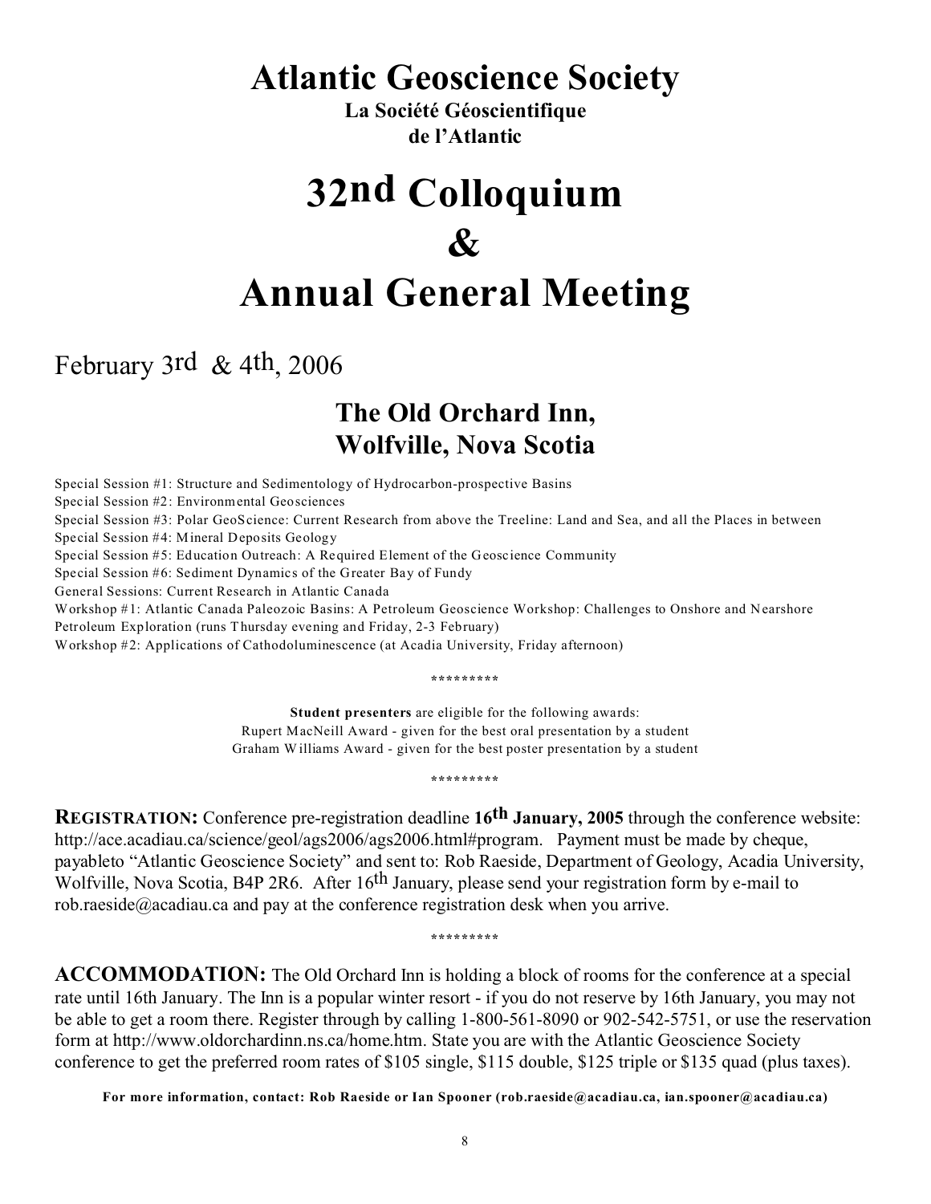# Atlantic Geoscience Society

**La Société Géoscientifique de l'Atlantic**

# 32nd Colloquium & Annual General Meeting

February 3rd & 4th, 2006

## The Old Orchard Inn, Wolfville, Nova Scotia

Special Session #1: Structure and Sedimentology of Hydrocarbon-prospective Basins
Special Session #2: Environmental Geosciences
Special Session #3: Polar GeoScience: Current Research from above the Treeline: Land and Sea, and all the Places in between
Special Session #4: Mineral Deposits Geology
Special Session #5: Education Outreach: A Required Element of the Geoscience Community
Special Session #6: Sediment Dynamics of the Greater Bay of Fundy
General Sessions: Current Research in Atlantic Canada
Workshop #1: Atlantic Canada Paleozoic Basins: A Petroleum Geoscience Workshop: Challenges to Onshore and Nearshore Petroleum Exploration (runs Thursday evening and Friday, 2-3 February)
Workshop #2: Applications of Cathodoluminescence (at Acadia University, Friday afternoon)

*********

**Student presenters** are eligible for the following awards:
Rupert MacNeill Award - given for the best oral presentation by a student
Graham Williams Award - given for the best poster presentation by a student

*********

**REGISTRATION:** Conference pre-registration deadline **16th January, 2005** through the conference website: http://ace.acadiau.ca/science/geol/ags2006/ags2006.html#program. Payment must be made by cheque, payableto "Atlantic Geoscience Society" and sent to: Rob Raeside, Department of Geology, Acadia University, Wolfville, Nova Scotia, B4P 2R6. After 16th January, please send your registration form by e-mail to rob.raeside@acadiau.ca and pay at the conference registration desk when you arrive.

*********

**ACCOMMODATION:** The Old Orchard Inn is holding a block of rooms for the conference at a special rate until 16th January. The Inn is a popular winter resort - if you do not reserve by 16th January, you may not be able to get a room there. Register through by calling 1-800-561-8090 or 902-542-5751, or use the reservation form at http://www.oldorchardinn.ns.ca/home.htm. State you are with the Atlantic Geoscience Society conference to get the preferred room rates of $105 single, $115 double, $125 triple or $135 quad (plus taxes).

**For more information, contact: Rob Raeside or Ian Spooner (rob.raeside@acadiau.ca, ian.spooner@acadiau.ca)**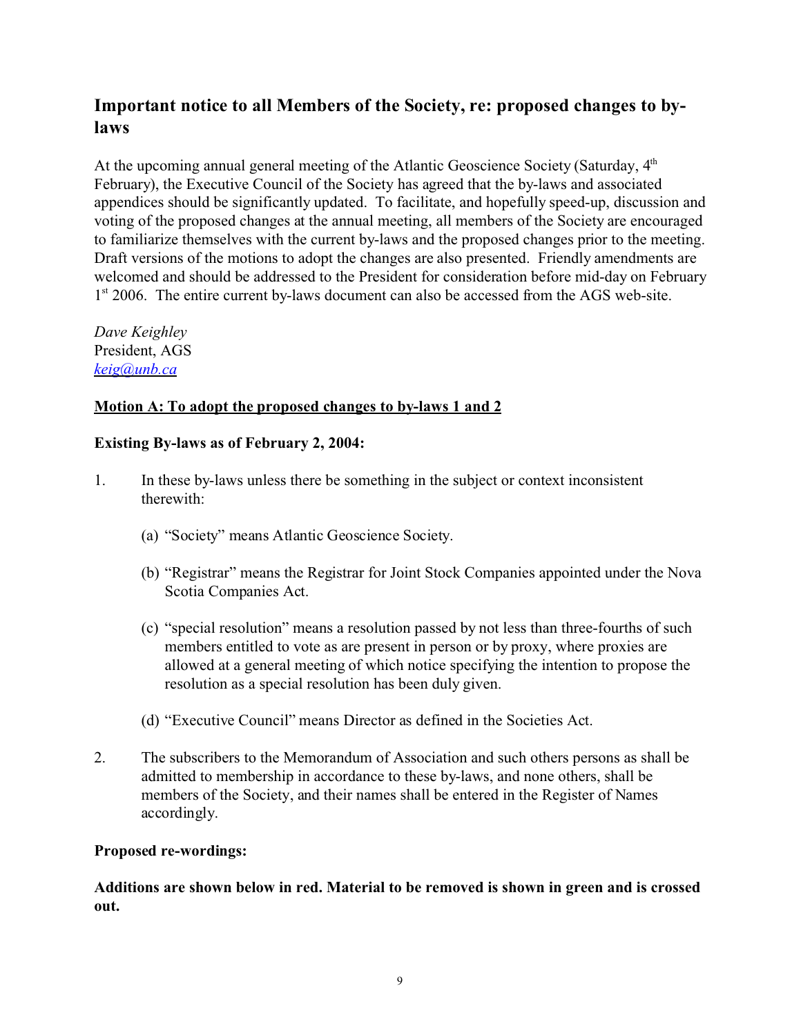## Important notice to all Members of the Society, re: proposed changes to by-laws

At the upcoming annual general meeting of the Atlantic Geoscience Society (Saturday, 4th February), the Executive Council of the Society has agreed that the by-laws and associated appendices should be significantly updated. To facilitate, and hopefully speed-up, discussion and voting of the proposed changes at the annual meeting, all members of the Society are encouraged to familiarize themselves with the current by-laws and the proposed changes prior to the meeting. Draft versions of the motions to adopt the changes are also presented. Friendly amendments are welcomed and should be addressed to the President for consideration before mid-day on February 1st 2006. The entire current by-laws document can also be accessed from the AGS web-site.

*Dave Keighley*
President, AGS
*keig@unb.ca*

**Motion A: To adopt the proposed changes to by-laws 1 and 2**

**Existing By-laws as of February 2, 2004:**

1. In these by-laws unless there be something in the subject or context inconsistent therewith:

   (a) "Society" means Atlantic Geoscience Society.

   (b) "Registrar" means the Registrar for Joint Stock Companies appointed under the Nova Scotia Companies Act.

   (c) "special resolution" means a resolution passed by not less than three-fourths of such members entitled to vote as are present in person or by proxy, where proxies are allowed at a general meeting of which notice specifying the intention to propose the resolution as a special resolution has been duly given.

   (d) "Executive Council" means Director as defined in the Societies Act.

2. The subscribers to the Memorandum of Association and such others persons as shall be admitted to membership in accordance to these by-laws, and none others, shall be members of the Society, and their names shall be entered in the Register of Names accordingly.

**Proposed re-wordings:**

**Additions are shown below in red. Material to be removed is shown in green and is crossed out.**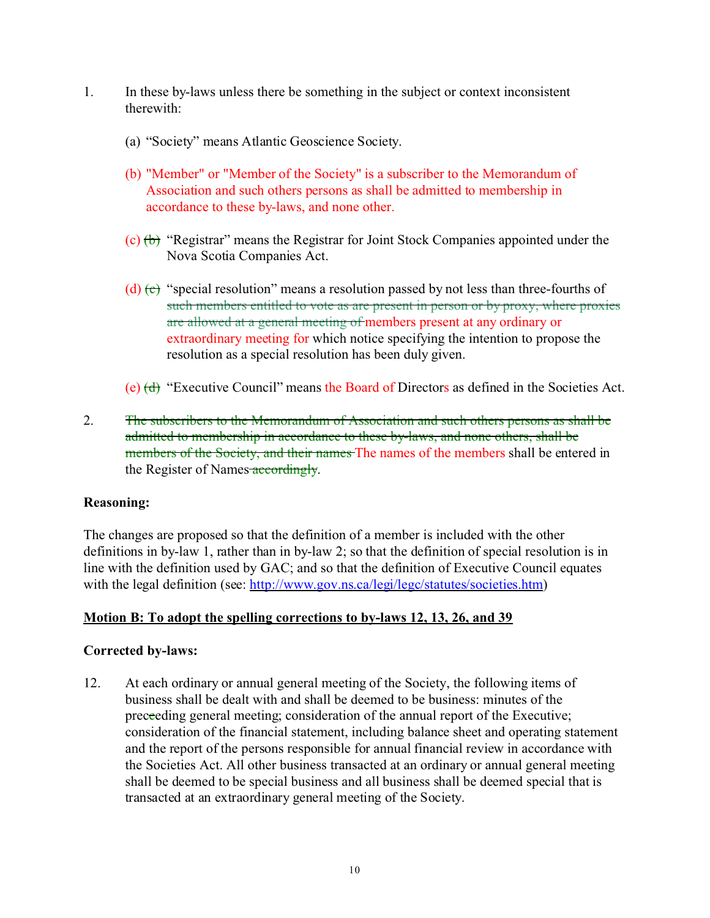1. In these by-laws unless there be something in the subject or context inconsistent therewith:

   (a) "Society" means Atlantic Geoscience Society.

   (b) "Member" or "Member of the Society" is a subscriber to the Memorandum of Association and such others persons as shall be admitted to membership in accordance to these by-laws, and none other.

   (c) ~~(b)~~ "Registrar" means the Registrar for Joint Stock Companies appointed under the Nova Scotia Companies Act.

   (d) ~~(c)~~ "special resolution" means a resolution passed by not less than three-fourths of ~~such members entitled to vote as are present in person or by proxy, where proxies are allowed at a general meeting of~~ members present at any ordinary or extraordinary meeting for which notice specifying the intention to propose the resolution as a special resolution has been duly given.

   (e) ~~(d)~~ "Executive Council" means the Board of Directors as defined in the Societies Act.

2. ~~The subscribers to the Memorandum of Association and such others persons as shall be admitted to membership in accordance to these by-laws, and none others, shall be members of the Society, and their names~~ The names of the members shall be entered in the Register of Names ~~accordingly~~.

**Reasoning:**

The changes are proposed so that the definition of a member is included with the other definitions in by-law 1, rather than in by-law 2; so that the definition of special resolution is in line with the definition used by GAC; and so that the definition of Executive Council equates with the legal definition (see: http://www.gov.ns.ca/legi/legc/statutes/societies.htm)

**<u>Motion B: To adopt the spelling corrections to by-laws 12, 13, 26, and 39</u>**

**Corrected by-laws:**

12. At each ordinary or annual general meeting of the Society, the following items of business shall be dealt with and shall be deemed to be business: minutes of the prec~~e~~eding general meeting; consideration of the annual report of the Executive; consideration of the financial statement, including balance sheet and operating statement and the report of the persons responsible for annual financial review in accordance with the Societies Act. All other business transacted at an ordinary or annual general meeting shall be deemed to be special business and all business shall be deemed special that is transacted at an extraordinary general meeting of the Society.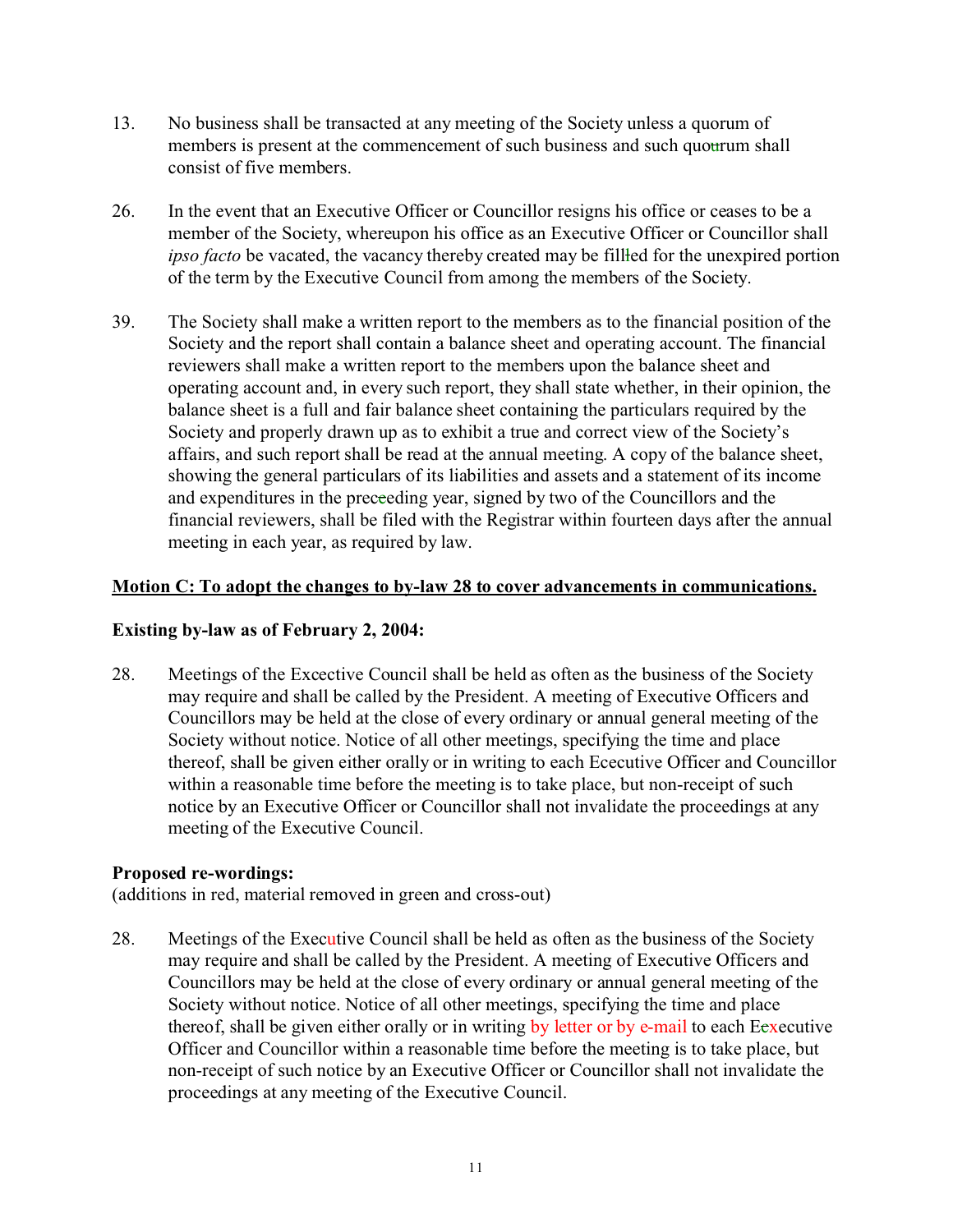13. No business shall be transacted at any meeting of the Society unless a quorum of members is present at the commencement of such business and such quo~~u~~rum shall consist of five members.

26. In the event that an Executive Officer or Councillor resigns his office or ceases to be a member of the Society, whereupon his office as an Executive Officer or Councillor shall *ipso facto* be vacated, the vacancy thereby created may be fill~~l~~ed for the unexpired portion of the term by the Executive Council from among the members of the Society.

39. The Society shall make a written report to the members as to the financial position of the Society and the report shall contain a balance sheet and operating account. The financial reviewers shall make a written report to the members upon the balance sheet and operating account and, in every such report, they shall state whether, in their opinion, the balance sheet is a full and fair balance sheet containing the particulars required by the Society and properly drawn up as to exhibit a true and correct view of the Society's affairs, and such report shall be read at the annual meeting. A copy of the balance sheet, showing the general particulars of its liabilities and assets and a statement of its income and expenditures in the prec~~e~~eding year, signed by two of the Councillors and the financial reviewers, shall be filed with the Registrar within fourteen days after the annual meeting in each year, as required by law.

**Motion C: To adopt the changes to by-law 28 to cover advancements in communications.**

**Existing by-law as of February 2, 2004:**

28. Meetings of the Excective Council shall be held as often as the business of the Society may require and shall be called by the President. A meeting of Executive Officers and Councillors may be held at the close of every ordinary or annual general meeting of the Society without notice. Notice of all other meetings, specifying the time and place thereof, shall be given either orally or in writing to each Ececutive Officer and Councillor within a reasonable time before the meeting is to take place, but non-receipt of such notice by an Executive Officer or Councillor shall not invalidate the proceedings at any meeting of the Executive Council.

**Proposed re-wordings:**
(additions in red, material removed in green and cross-out)

28. Meetings of the Executive Council shall be held as often as the business of the Society may require and shall be called by the President. A meeting of Executive Officers and Councillors may be held at the close of every ordinary or annual general meeting of the Society without notice. Notice of all other meetings, specifying the time and place thereof, shall be given either orally or in writing by letter or by e-mail to each E~~c~~xecutive Officer and Councillor within a reasonable time before the meeting is to take place, but non-receipt of such notice by an Executive Officer or Councillor shall not invalidate the proceedings at any meeting of the Executive Council.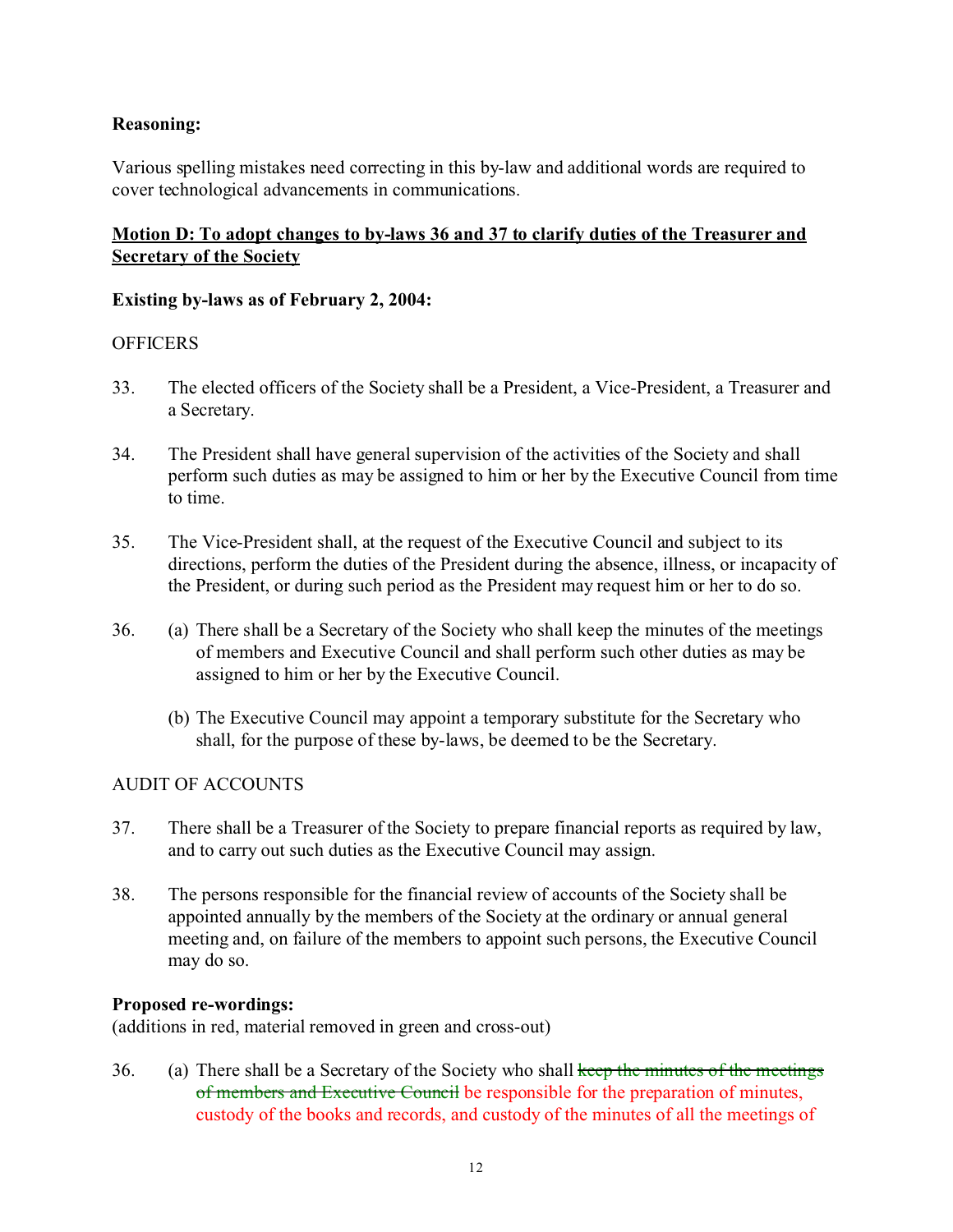**Reasoning:**

Various spelling mistakes need correcting in this by-law and additional words are required to cover technological advancements in communications.

**Motion D: To adopt changes to by-laws 36 and 37 to clarify duties of the Treasurer and Secretary of the Society**

**Existing by-laws as of February 2, 2004:**

OFFICERS

33. The elected officers of the Society shall be a President, a Vice-President, a Treasurer and a Secretary.

34. The President shall have general supervision of the activities of the Society and shall perform such duties as may be assigned to him or her by the Executive Council from time to time.

35. The Vice-President shall, at the request of the Executive Council and subject to its directions, perform the duties of the President during the absence, illness, or incapacity of the President, or during such period as the President may request him or her to do so.

36. (a) There shall be a Secretary of the Society who shall keep the minutes of the meetings of members and Executive Council and shall perform such other duties as may be assigned to him or her by the Executive Council.

    (b) The Executive Council may appoint a temporary substitute for the Secretary who shall, for the purpose of these by-laws, be deemed to be the Secretary.

AUDIT OF ACCOUNTS

37. There shall be a Treasurer of the Society to prepare financial reports as required by law, and to carry out such duties as the Executive Council may assign.

38. The persons responsible for the financial review of accounts of the Society shall be appointed annually by the members of the Society at the ordinary or annual general meeting and, on failure of the members to appoint such persons, the Executive Council may do so.

**Proposed re-wordings:**
(additions in red, material removed in green and cross-out)

36. (a) There shall be a Secretary of the Society who shall ~~keep the minutes of the meetings of members and Executive Council~~ be responsible for the preparation of minutes, custody of the books and records, and custody of the minutes of all the meetings of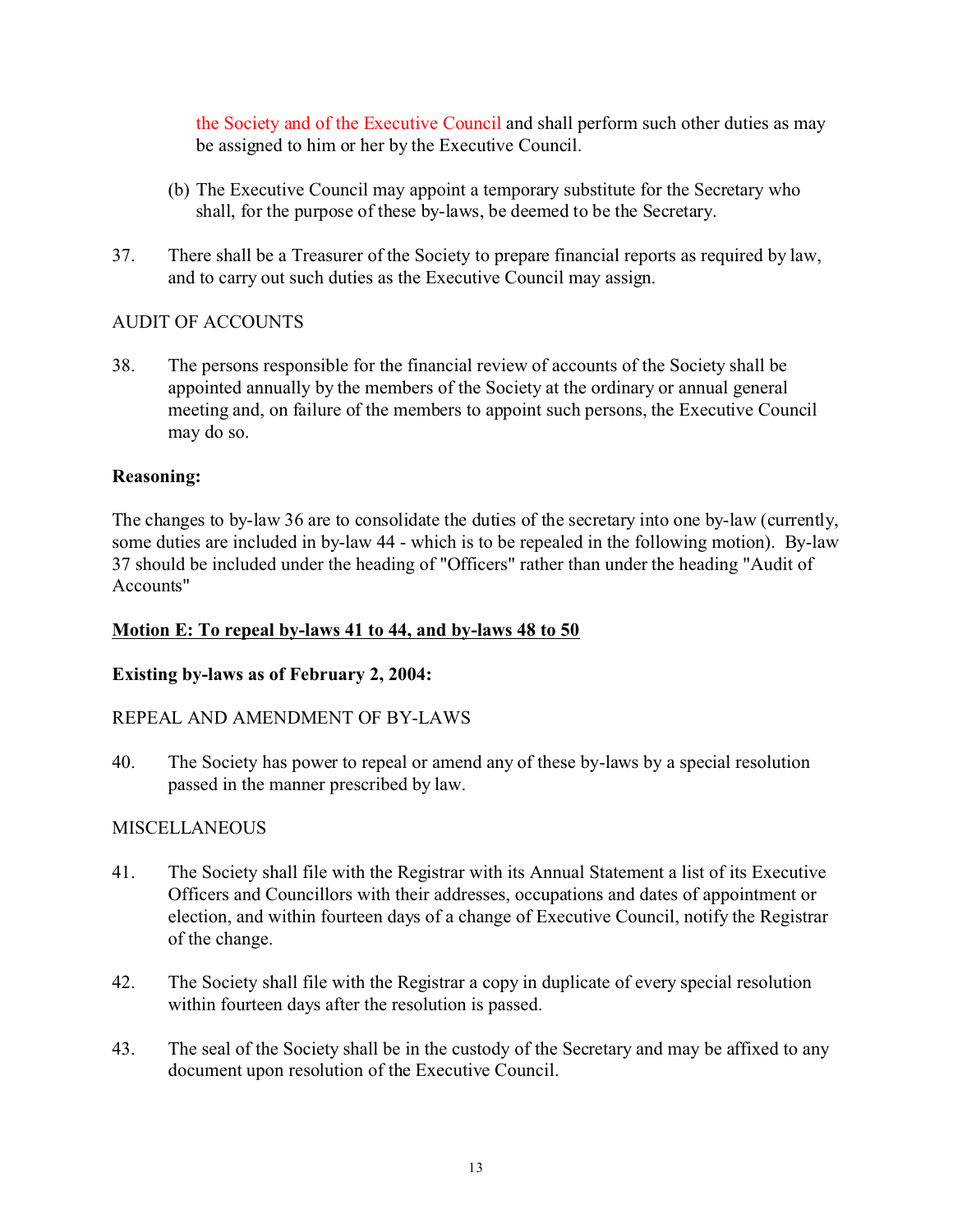the Society and of the Executive Council and shall perform such other duties as may be assigned to him or her by the Executive Council.

(b) The Executive Council may appoint a temporary substitute for the Secretary who shall, for the purpose of these by-laws, be deemed to be the Secretary.

37. There shall be a Treasurer of the Society to prepare financial reports as required by law, and to carry out such duties as the Executive Council may assign.

AUDIT OF ACCOUNTS

38. The persons responsible for the financial review of accounts of the Society shall be appointed annually by the members of the Society at the ordinary or annual general meeting and, on failure of the members to appoint such persons, the Executive Council may do so.

**Reasoning:**

The changes to by-law 36 are to consolidate the duties of the secretary into one by-law (currently, some duties are included in by-law 44 - which is to be repealed in the following motion). By-law 37 should be included under the heading of "Officers" rather than under the heading "Audit of Accounts"

**Motion E: To repeal by-laws 41 to 44, and by-laws 48 to 50**

**Existing by-laws as of February 2, 2004:**

REPEAL AND AMENDMENT OF BY-LAWS

40. The Society has power to repeal or amend any of these by-laws by a special resolution passed in the manner prescribed by law.

MISCELLANEOUS

41. The Society shall file with the Registrar with its Annual Statement a list of its Executive Officers and Councillors with their addresses, occupations and dates of appointment or election, and within fourteen days of a change of Executive Council, notify the Registrar of the change.

42. The Society shall file with the Registrar a copy in duplicate of every special resolution within fourteen days after the resolution is passed.

43. The seal of the Society shall be in the custody of the Secretary and may be affixed to any document upon resolution of the Executive Council.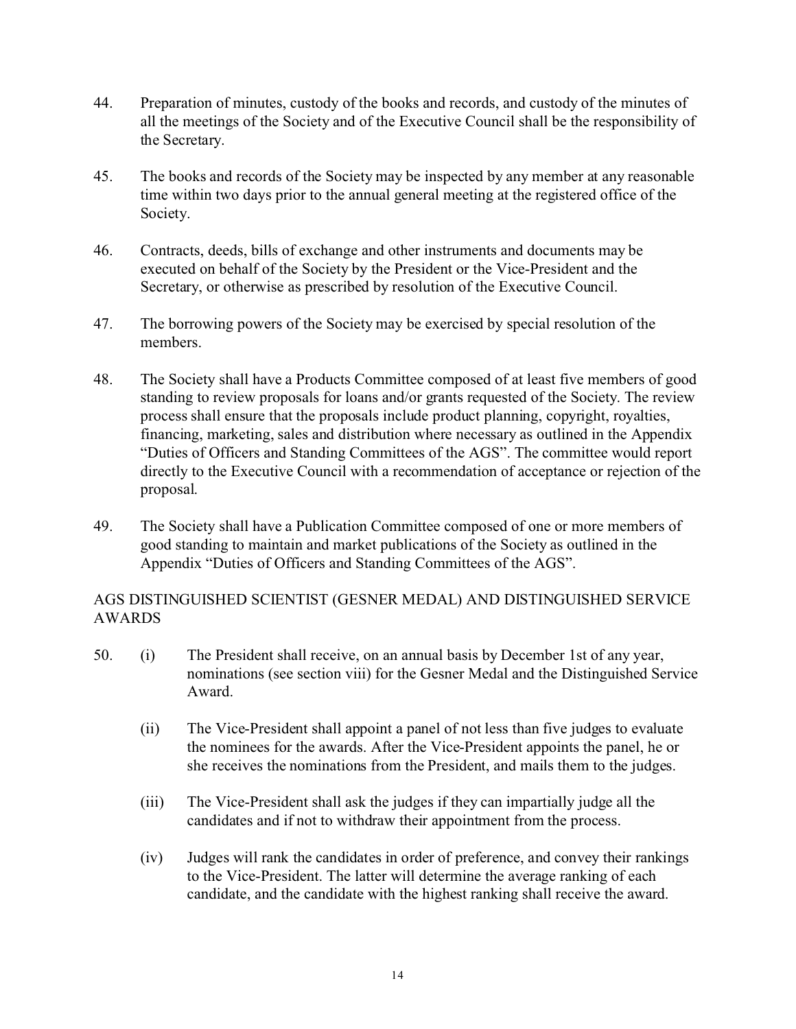44. Preparation of minutes, custody of the books and records, and custody of the minutes of all the meetings of the Society and of the Executive Council shall be the responsibility of the Secretary.

45. The books and records of the Society may be inspected by any member at any reasonable time within two days prior to the annual general meeting at the registered office of the Society.

46. Contracts, deeds, bills of exchange and other instruments and documents may be executed on behalf of the Society by the President or the Vice-President and the Secretary, or otherwise as prescribed by resolution of the Executive Council.

47. The borrowing powers of the Society may be exercised by special resolution of the members.

48. The Society shall have a Products Committee composed of at least five members of good standing to review proposals for loans and/or grants requested of the Society. The review process shall ensure that the proposals include product planning, copyright, royalties, financing, marketing, sales and distribution where necessary as outlined in the Appendix "Duties of Officers and Standing Committees of the AGS". The committee would report directly to the Executive Council with a recommendation of acceptance or rejection of the proposal.

49. The Society shall have a Publication Committee composed of one or more members of good standing to maintain and market publications of the Society as outlined in the Appendix "Duties of Officers and Standing Committees of the AGS".

AGS DISTINGUISHED SCIENTIST (GESNER MEDAL) AND DISTINGUISHED SERVICE AWARDS

50. (i) The President shall receive, on an annual basis by December 1st of any year, nominations (see section viii) for the Gesner Medal and the Distinguished Service Award.

    (ii) The Vice-President shall appoint a panel of not less than five judges to evaluate the nominees for the awards. After the Vice-President appoints the panel, he or she receives the nominations from the President, and mails them to the judges.

    (iii) The Vice-President shall ask the judges if they can impartially judge all the candidates and if not to withdraw their appointment from the process.

    (iv) Judges will rank the candidates in order of preference, and convey their rankings to the Vice-President. The latter will determine the average ranking of each candidate, and the candidate with the highest ranking shall receive the award.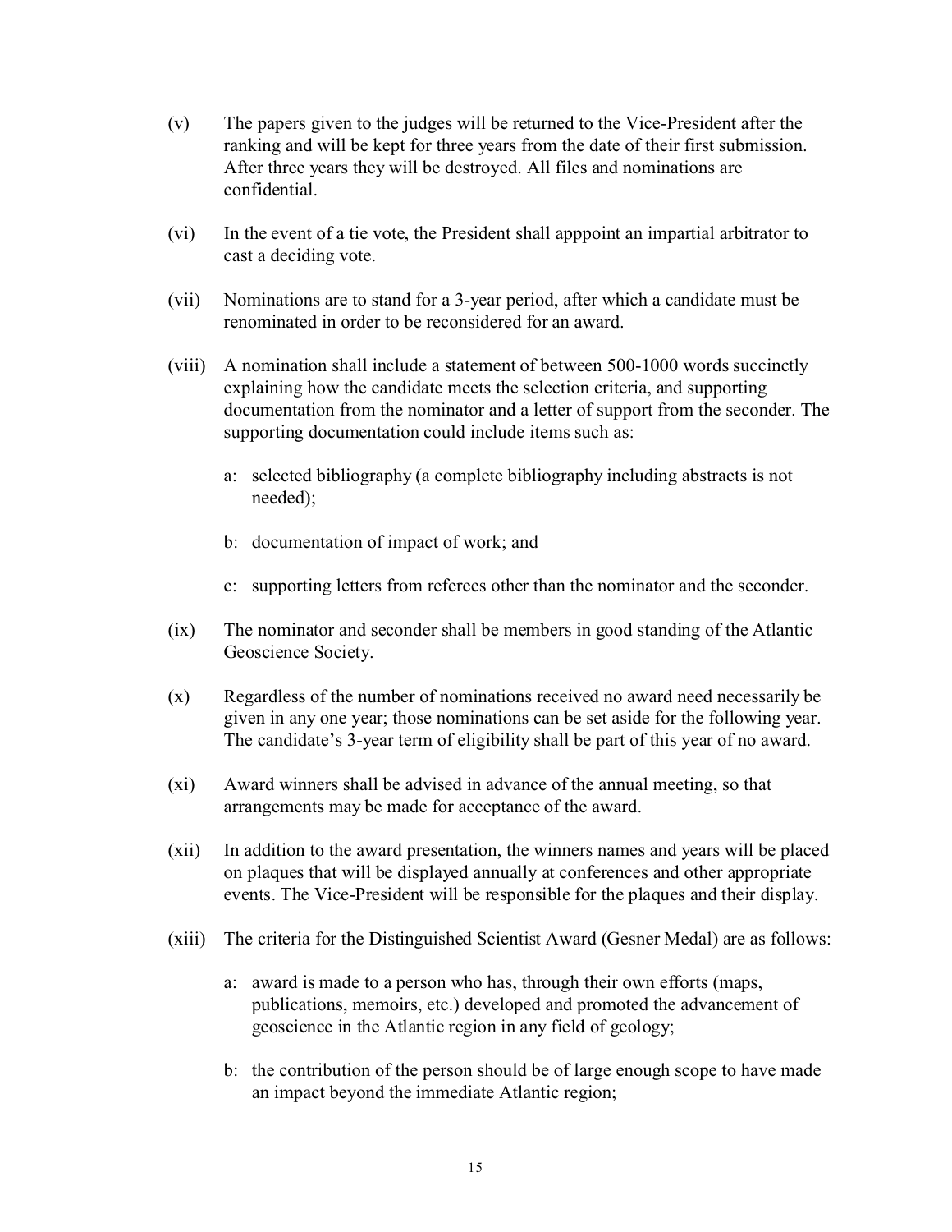(v) The papers given to the judges will be returned to the Vice-President after the ranking and will be kept for three years from the date of their first submission. After three years they will be destroyed. All files and nominations are confidential.

(vi) In the event of a tie vote, the President shall apppoint an impartial arbitrator to cast a deciding vote.

(vii) Nominations are to stand for a 3-year period, after which a candidate must be renominated in order to be reconsidered for an award.

(viii) A nomination shall include a statement of between 500-1000 words succinctly explaining how the candidate meets the selection criteria, and supporting documentation from the nominator and a letter of support from the seconder. The supporting documentation could include items such as:

- a: selected bibliography (a complete bibliography including abstracts is not needed);
- b: documentation of impact of work; and
- c: supporting letters from referees other than the nominator and the seconder.

(ix) The nominator and seconder shall be members in good standing of the Atlantic Geoscience Society.

(x) Regardless of the number of nominations received no award need necessarily be given in any one year; those nominations can be set aside for the following year. The candidate's 3-year term of eligibility shall be part of this year of no award.

(xi) Award winners shall be advised in advance of the annual meeting, so that arrangements may be made for acceptance of the award.

(xii) In addition to the award presentation, the winners names and years will be placed on plaques that will be displayed annually at conferences and other appropriate events. The Vice-President will be responsible for the plaques and their display.

(xiii) The criteria for the Distinguished Scientist Award (Gesner Medal) are as follows:

- a: award is made to a person who has, through their own efforts (maps, publications, memoirs, etc.) developed and promoted the advancement of geoscience in the Atlantic region in any field of geology;
- b: the contribution of the person should be of large enough scope to have made an impact beyond the immediate Atlantic region;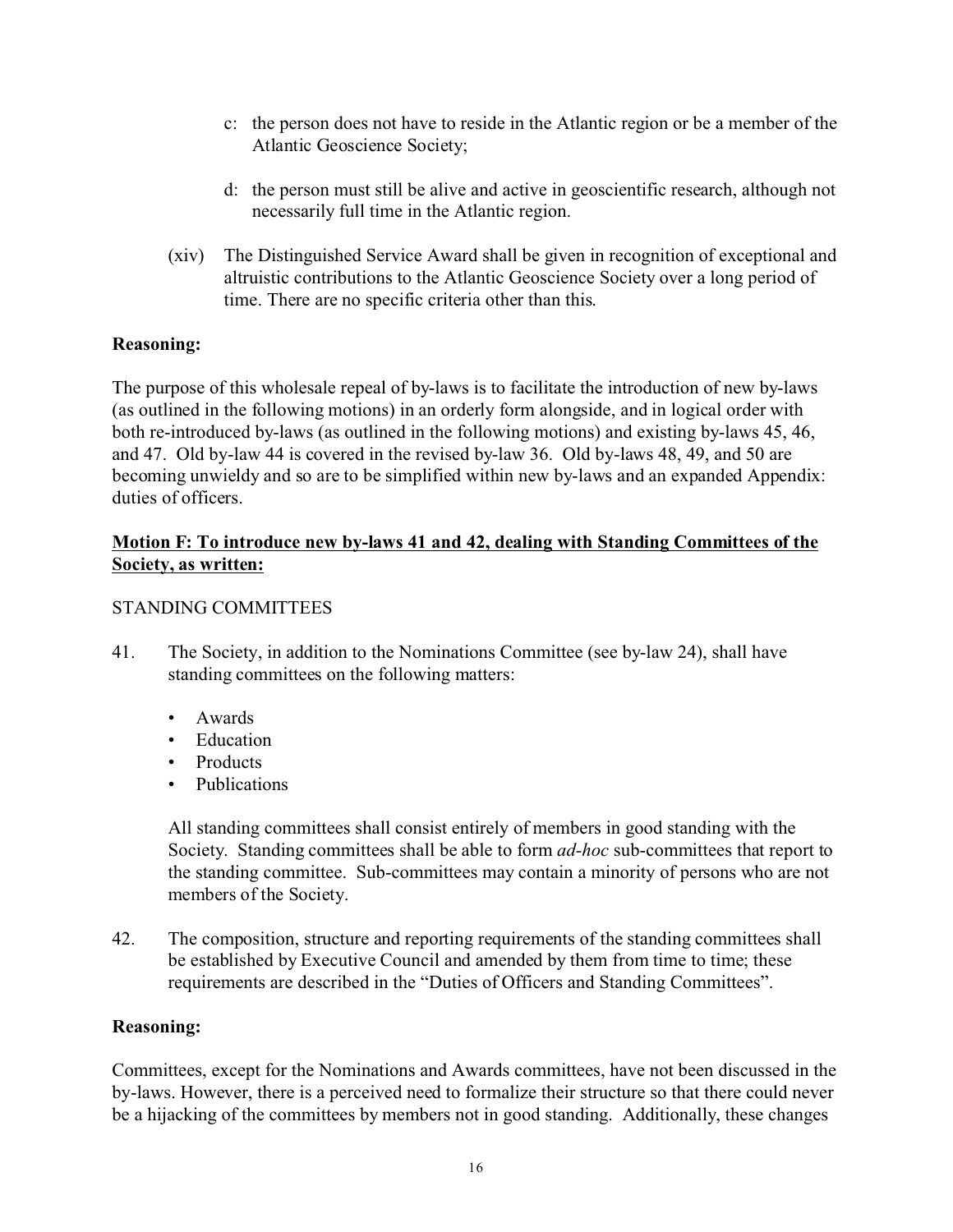c: the person does not have to reside in the Atlantic region or be a member of the Atlantic Geoscience Society;

d: the person must still be alive and active in geoscientific research, although not necessarily full time in the Atlantic region.

(xiv) The Distinguished Service Award shall be given in recognition of exceptional and altruistic contributions to the Atlantic Geoscience Society over a long period of time. There are no specific criteria other than this.

**Reasoning:**

The purpose of this wholesale repeal of by-laws is to facilitate the introduction of new by-laws (as outlined in the following motions) in an orderly form alongside, and in logical order with both re-introduced by-laws (as outlined in the following motions) and existing by-laws 45, 46, and 47. Old by-law 44 is covered in the revised by-law 36. Old by-laws 48, 49, and 50 are becoming unwieldy and so are to be simplified within new by-laws and an expanded Appendix: duties of officers.

**Motion F: To introduce new by-laws 41 and 42, dealing with Standing Committees of the Society, as written:**

STANDING COMMITTEES

41. The Society, in addition to the Nominations Committee (see by-law 24), shall have standing committees on the following matters:

    - Awards
    - Education
    - Products
    - Publications

    All standing committees shall consist entirely of members in good standing with the Society. Standing committees shall be able to form *ad-hoc* sub-committees that report to the standing committee. Sub-committees may contain a minority of persons who are not members of the Society.

42. The composition, structure and reporting requirements of the standing committees shall be established by Executive Council and amended by them from time to time; these requirements are described in the "Duties of Officers and Standing Committees".

**Reasoning:**

Committees, except for the Nominations and Awards committees, have not been discussed in the by-laws. However, there is a perceived need to formalize their structure so that there could never be a hijacking of the committees by members not in good standing. Additionally, these changes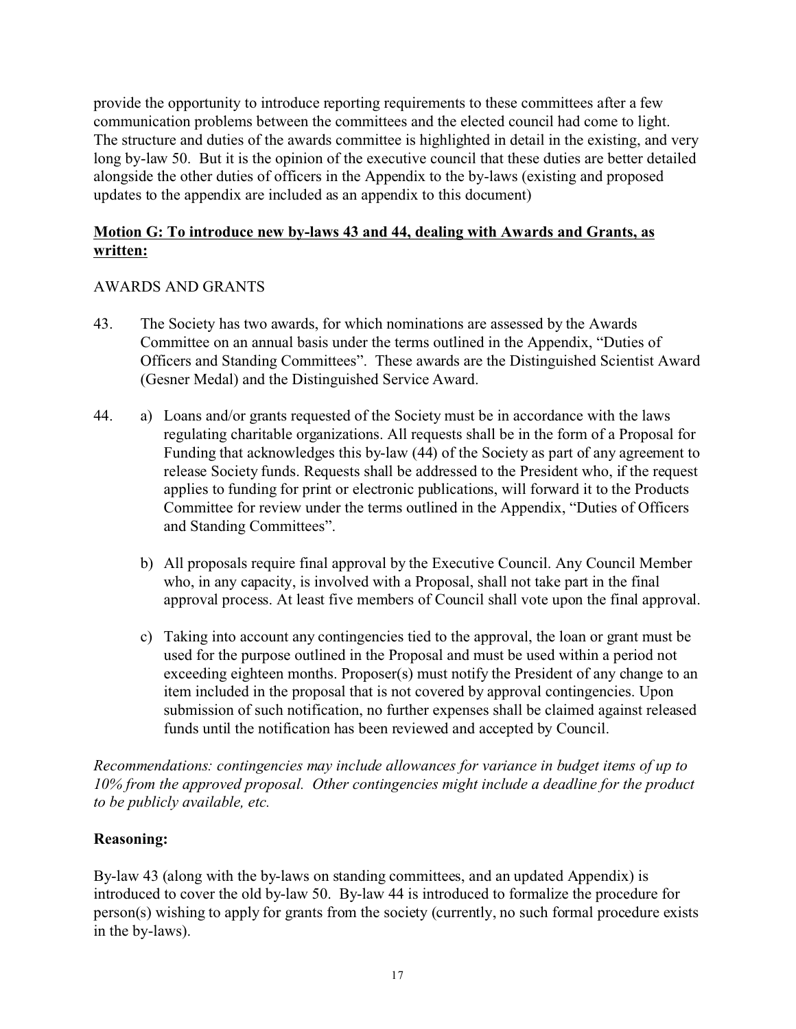provide the opportunity to introduce reporting requirements to these committees after a few communication problems between the committees and the elected council had come to light. The structure and duties of the awards committee is highlighted in detail in the existing, and very long by-law 50. But it is the opinion of the executive council that these duties are better detailed alongside the other duties of officers in the Appendix to the by-laws (existing and proposed updates to the appendix are included as an appendix to this document)

**Motion G: To introduce new by-laws 43 and 44, dealing with Awards and Grants, as written:**

AWARDS AND GRANTS

43. The Society has two awards, for which nominations are assessed by the Awards Committee on an annual basis under the terms outlined in the Appendix, "Duties of Officers and Standing Committees". These awards are the Distinguished Scientist Award (Gesner Medal) and the Distinguished Service Award.

44.
  a) Loans and/or grants requested of the Society must be in accordance with the laws regulating charitable organizations. All requests shall be in the form of a Proposal for Funding that acknowledges this by-law (44) of the Society as part of any agreement to release Society funds. Requests shall be addressed to the President who, if the request applies to funding for print or electronic publications, will forward it to the Products Committee for review under the terms outlined in the Appendix, "Duties of Officers and Standing Committees".

  b) All proposals require final approval by the Executive Council. Any Council Member who, in any capacity, is involved with a Proposal, shall not take part in the final approval process. At least five members of Council shall vote upon the final approval.

  c) Taking into account any contingencies tied to the approval, the loan or grant must be used for the purpose outlined in the Proposal and must be used within a period not exceeding eighteen months. Proposer(s) must notify the President of any change to an item included in the proposal that is not covered by approval contingencies. Upon submission of such notification, no further expenses shall be claimed against released funds until the notification has been reviewed and accepted by Council.

*Recommendations: contingencies may include allowances for variance in budget items of up to 10% from the approved proposal. Other contingencies might include a deadline for the product to be publicly available, etc.*

**Reasoning:**

By-law 43 (along with the by-laws on standing committees, and an updated Appendix) is introduced to cover the old by-law 50. By-law 44 is introduced to formalize the procedure for person(s) wishing to apply for grants from the society (currently, no such formal procedure exists in the by-laws).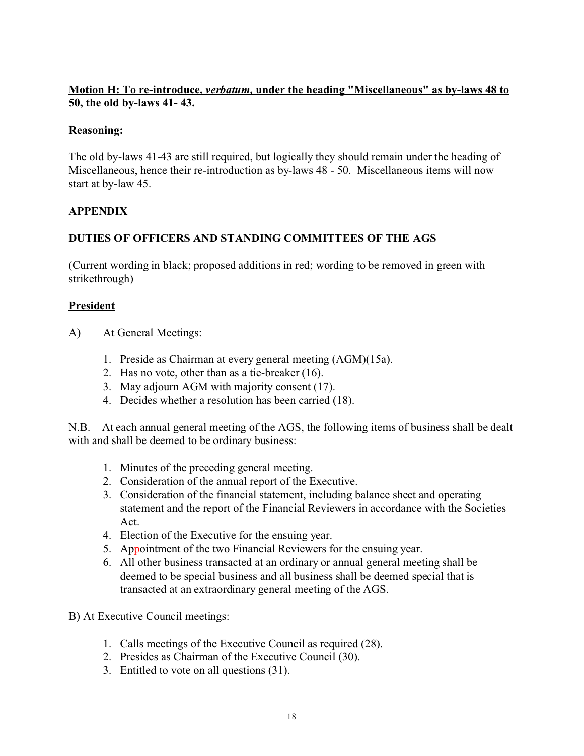**Motion H: To re-introduce, *verbatum*, under the heading "Miscellaneous" as by-laws 48 to 50, the old by-laws 41- 43.**

**Reasoning:**

The old by-laws 41-43 are still required, but logically they should remain under the heading of Miscellaneous, hence their re-introduction as by-laws 48 - 50. Miscellaneous items will now start at by-law 45.

## APPENDIX

## DUTIES OF OFFICERS AND STANDING COMMITTEES OF THE AGS

(Current wording in black; proposed additions in red; wording to be removed in green with strikethrough)

### President

A) At General Meetings:

1. Preside as Chairman at every general meeting (AGM)(15a).
2. Has no vote, other than as a tie-breaker (16).
3. May adjourn AGM with majority consent (17).
4. Decides whether a resolution has been carried (18).

N.B. – At each annual general meeting of the AGS, the following items of business shall be dealt with and shall be deemed to be ordinary business:

1. Minutes of the preceding general meeting.
2. Consideration of the annual report of the Executive.
3. Consideration of the financial statement, including balance sheet and operating statement and the report of the Financial Reviewers in accordance with the Societies Act.
4. Election of the Executive for the ensuing year.
5. Appointment of the two Financial Reviewers for the ensuing year.
6. All other business transacted at an ordinary or annual general meeting shall be deemed to be special business and all business shall be deemed special that is transacted at an extraordinary general meeting of the AGS.

B) At Executive Council meetings:

1. Calls meetings of the Executive Council as required (28).
2. Presides as Chairman of the Executive Council (30).
3. Entitled to vote on all questions (31).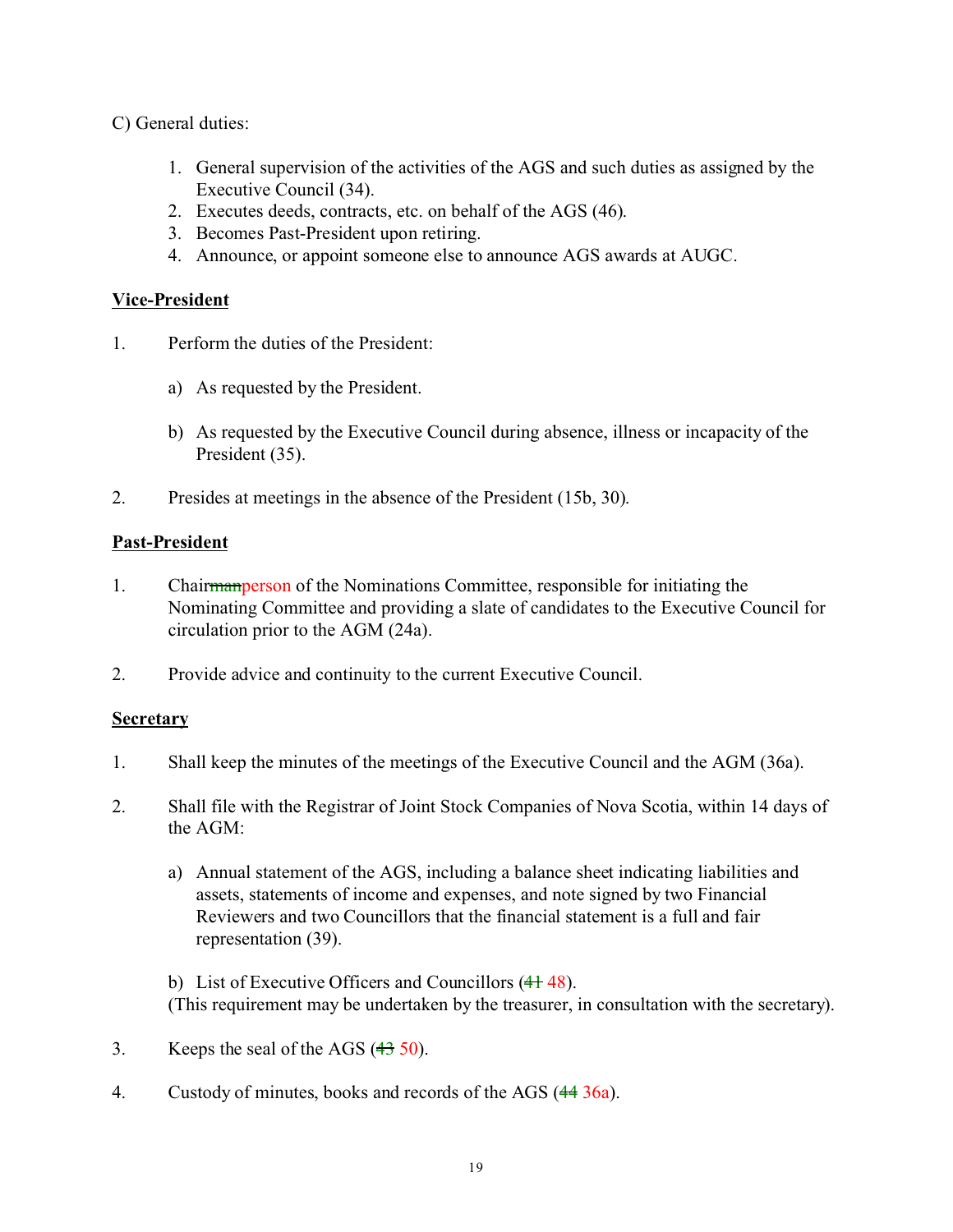C) General duties:

1. General supervision of the activities of the AGS and such duties as assigned by the Executive Council (34).
2. Executes deeds, contracts, etc. on behalf of the AGS (46).
3. Becomes Past-President upon retiring.
4. Announce, or appoint someone else to announce AGS awards at AUGC.

**Vice-President**

1. Perform the duties of the President:

   a) As requested by the President.

   b) As requested by the Executive Council during absence, illness or incapacity of the President (35).

2. Presides at meetings in the absence of the President (15b, 30).

**Past-President**

1. Chair~~man~~person of the Nominations Committee, responsible for initiating the Nominating Committee and providing a slate of candidates to the Executive Council for circulation prior to the AGM (24a).

2. Provide advice and continuity to the current Executive Council.

**Secretary**

1. Shall keep the minutes of the meetings of the Executive Council and the AGM (36a).

2. Shall file with the Registrar of Joint Stock Companies of Nova Scotia, within 14 days of the AGM:

   a) Annual statement of the AGS, including a balance sheet indicating liabilities and assets, statements of income and expenses, and note signed by two Financial Reviewers and two Councillors that the financial statement is a full and fair representation (39).

   b) List of Executive Officers and Councillors (~~41~~ 48).
   (This requirement may be undertaken by the treasurer, in consultation with the secretary).

3. Keeps the seal of the AGS (~~43~~ 50).

4. Custody of minutes, books and records of the AGS (~~44~~ 36a).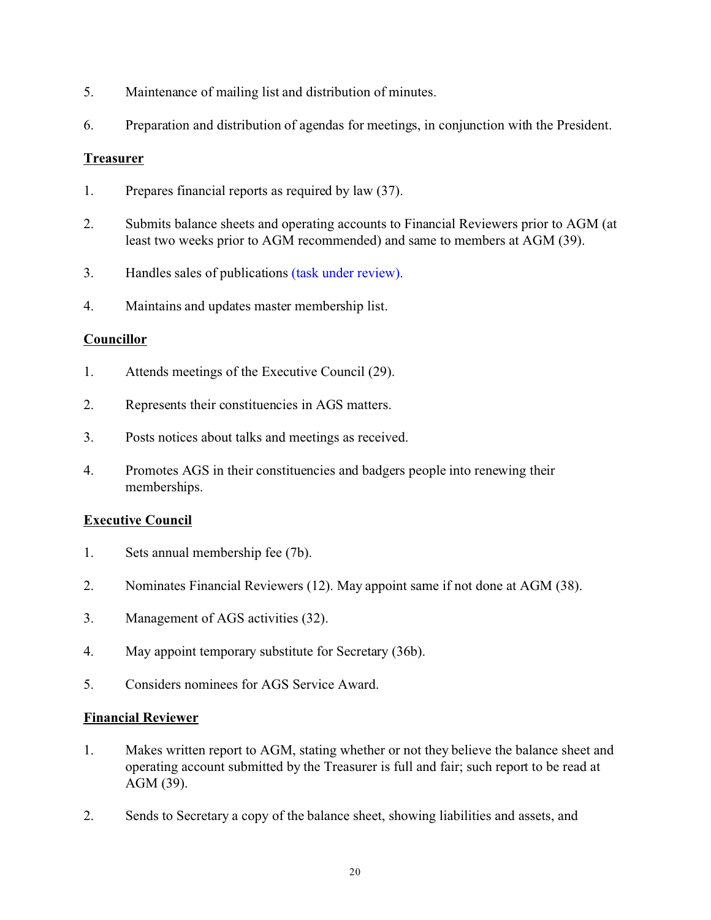5. Maintenance of mailing list and distribution of minutes.

6. Preparation and distribution of agendas for meetings, in conjunction with the President.

**Treasurer**

1. Prepares financial reports as required by law (37).

2. Submits balance sheets and operating accounts to Financial Reviewers prior to AGM (at least two weeks prior to AGM recommended) and same to members at AGM (39).

3. Handles sales of publications (task under review).

4. Maintains and updates master membership list.

**Councillor**

1. Attends meetings of the Executive Council (29).

2. Represents their constituencies in AGS matters.

3. Posts notices about talks and meetings as received.

4. Promotes AGS in their constituencies and badgers people into renewing their memberships.

**Executive Council**

1. Sets annual membership fee (7b).

2. Nominates Financial Reviewers (12). May appoint same if not done at AGM (38).

3. Management of AGS activities (32).

4. May appoint temporary substitute for Secretary (36b).

5. Considers nominees for AGS Service Award.

**Financial Reviewer**

1. Makes written report to AGM, stating whether or not they believe the balance sheet and operating account submitted by the Treasurer is full and fair; such report to be read at AGM (39).

2. Sends to Secretary a copy of the balance sheet, showing liabilities and assets, and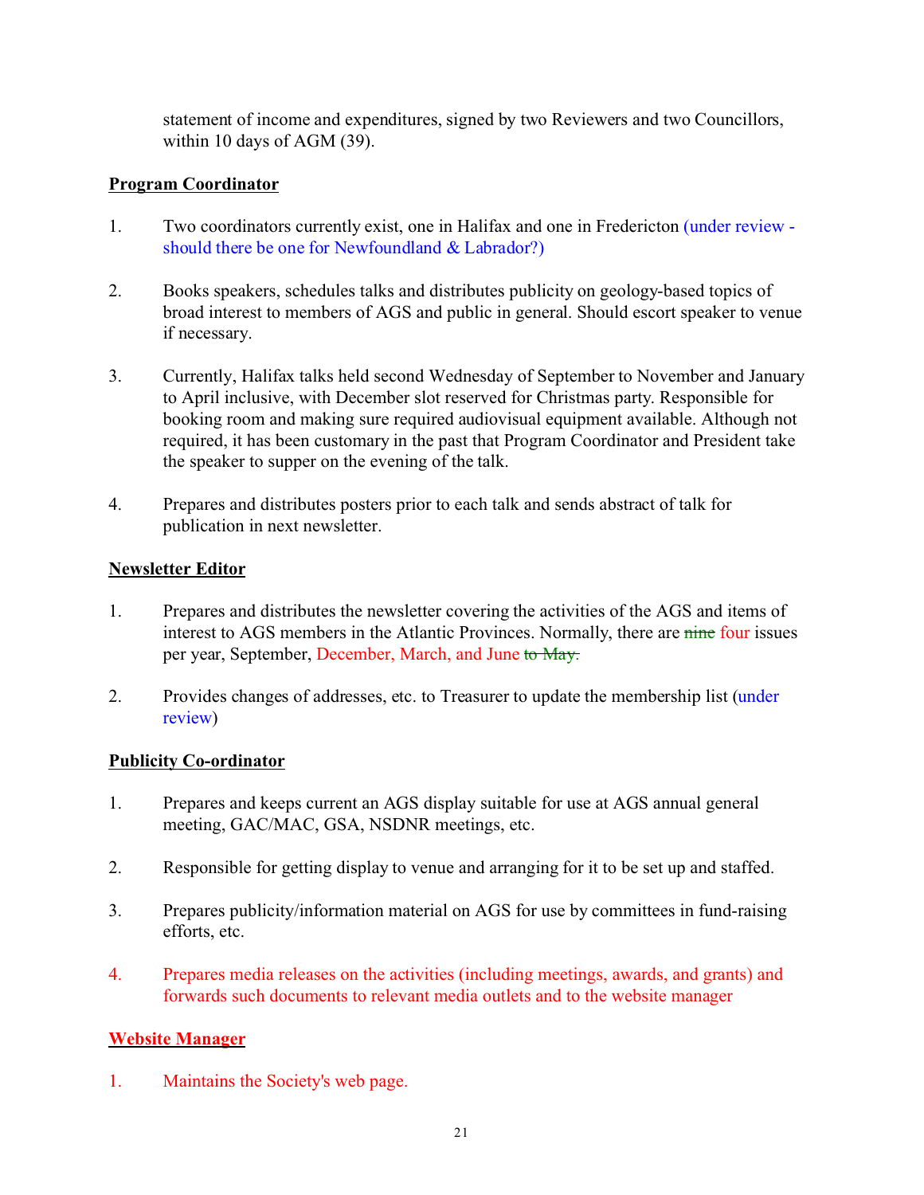statement of income and expenditures, signed by two Reviewers and two Councillors, within 10 days of AGM (39).

**Program Coordinator**

1. Two coordinators currently exist, one in Halifax and one in Fredericton (under review - should there be one for Newfoundland & Labrador?)

2. Books speakers, schedules talks and distributes publicity on geology-based topics of broad interest to members of AGS and public in general. Should escort speaker to venue if necessary.

3. Currently, Halifax talks held second Wednesday of September to November and January to April inclusive, with December slot reserved for Christmas party. Responsible for booking room and making sure required audiovisual equipment available. Although not required, it has been customary in the past that Program Coordinator and President take the speaker to supper on the evening of the talk.

4. Prepares and distributes posters prior to each talk and sends abstract of talk for publication in next newsletter.

**Newsletter Editor**

1. Prepares and distributes the newsletter covering the activities of the AGS and items of interest to AGS members in the Atlantic Provinces. Normally, there are ~~nine~~ four issues per year, September, December, March, and June ~~to May.~~

2. Provides changes of addresses, etc. to Treasurer to update the membership list (under review)

**Publicity Co-ordinator**

1. Prepares and keeps current an AGS display suitable for use at AGS annual general meeting, GAC/MAC, GSA, NSDNR meetings, etc.

2. Responsible for getting display to venue and arranging for it to be set up and staffed.

3. Prepares publicity/information material on AGS for use by committees in fund-raising efforts, etc.

4. Prepares media releases on the activities (including meetings, awards, and grants) and forwards such documents to relevant media outlets and to the website manager

**Website Manager**

1. Maintains the Society's web page.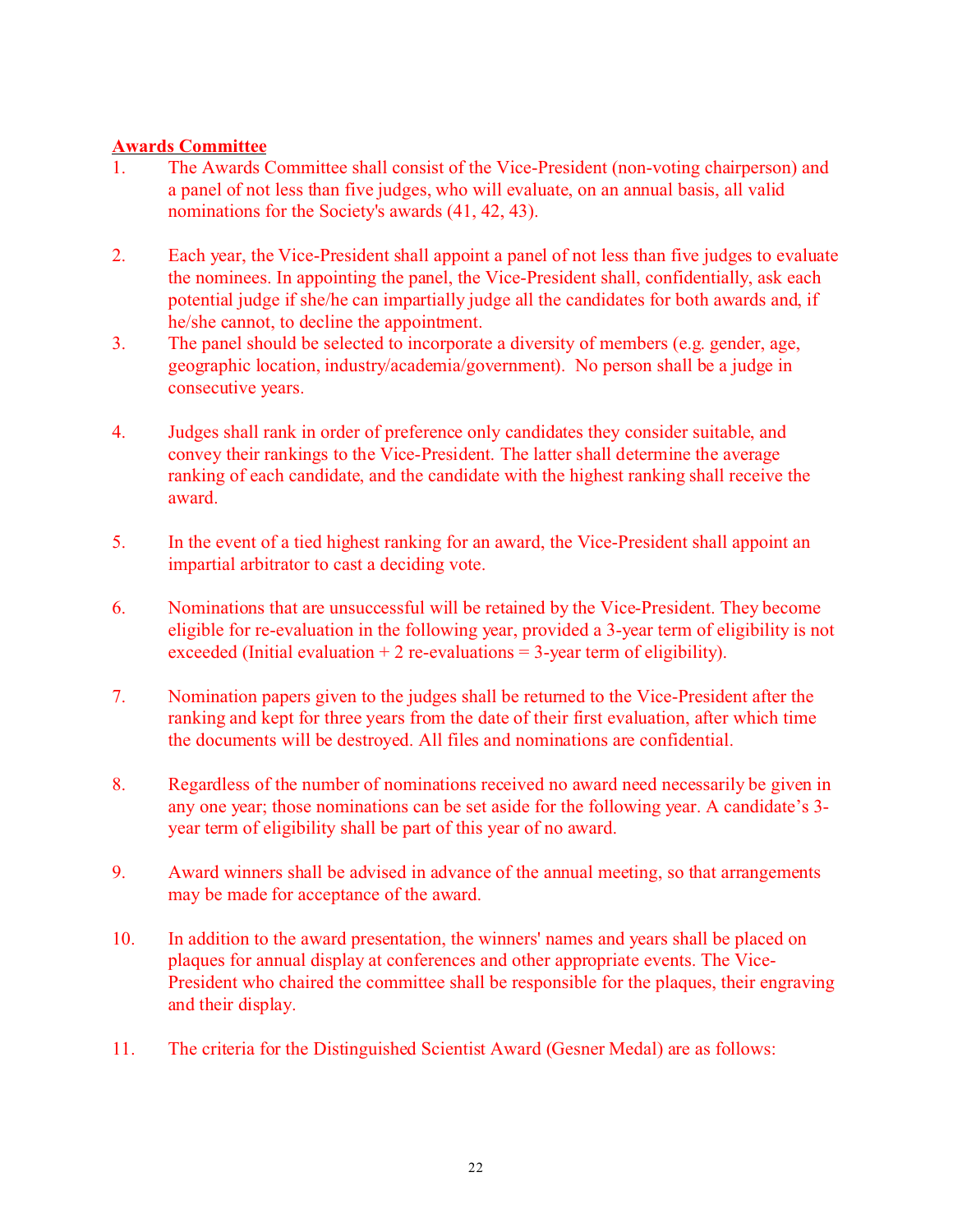**Awards Committee**

1. The Awards Committee shall consist of the Vice-President (non-voting chairperson) and a panel of not less than five judges, who will evaluate, on an annual basis, all valid nominations for the Society's awards (41, 42, 43).

2. Each year, the Vice-President shall appoint a panel of not less than five judges to evaluate the nominees. In appointing the panel, the Vice-President shall, confidentially, ask each potential judge if she/he can impartially judge all the candidates for both awards and, if he/she cannot, to decline the appointment.

3. The panel should be selected to incorporate a diversity of members (e.g. gender, age, geographic location, industry/academia/government). No person shall be a judge in consecutive years.

4. Judges shall rank in order of preference only candidates they consider suitable, and convey their rankings to the Vice-President. The latter shall determine the average ranking of each candidate, and the candidate with the highest ranking shall receive the award.

5. In the event of a tied highest ranking for an award, the Vice-President shall appoint an impartial arbitrator to cast a deciding vote.

6. Nominations that are unsuccessful will be retained by the Vice-President. They become eligible for re-evaluation in the following year, provided a 3-year term of eligibility is not exceeded (Initial evaluation + 2 re-evaluations = 3-year term of eligibility).

7. Nomination papers given to the judges shall be returned to the Vice-President after the ranking and kept for three years from the date of their first evaluation, after which time the documents will be destroyed. All files and nominations are confidential.

8. Regardless of the number of nominations received no award need necessarily be given in any one year; those nominations can be set aside for the following year. A candidate's 3-year term of eligibility shall be part of this year of no award.

9. Award winners shall be advised in advance of the annual meeting, so that arrangements may be made for acceptance of the award.

10. In addition to the award presentation, the winners' names and years shall be placed on plaques for annual display at conferences and other appropriate events. The Vice-President who chaired the committee shall be responsible for the plaques, their engraving and their display.

11. The criteria for the Distinguished Scientist Award (Gesner Medal) are as follows: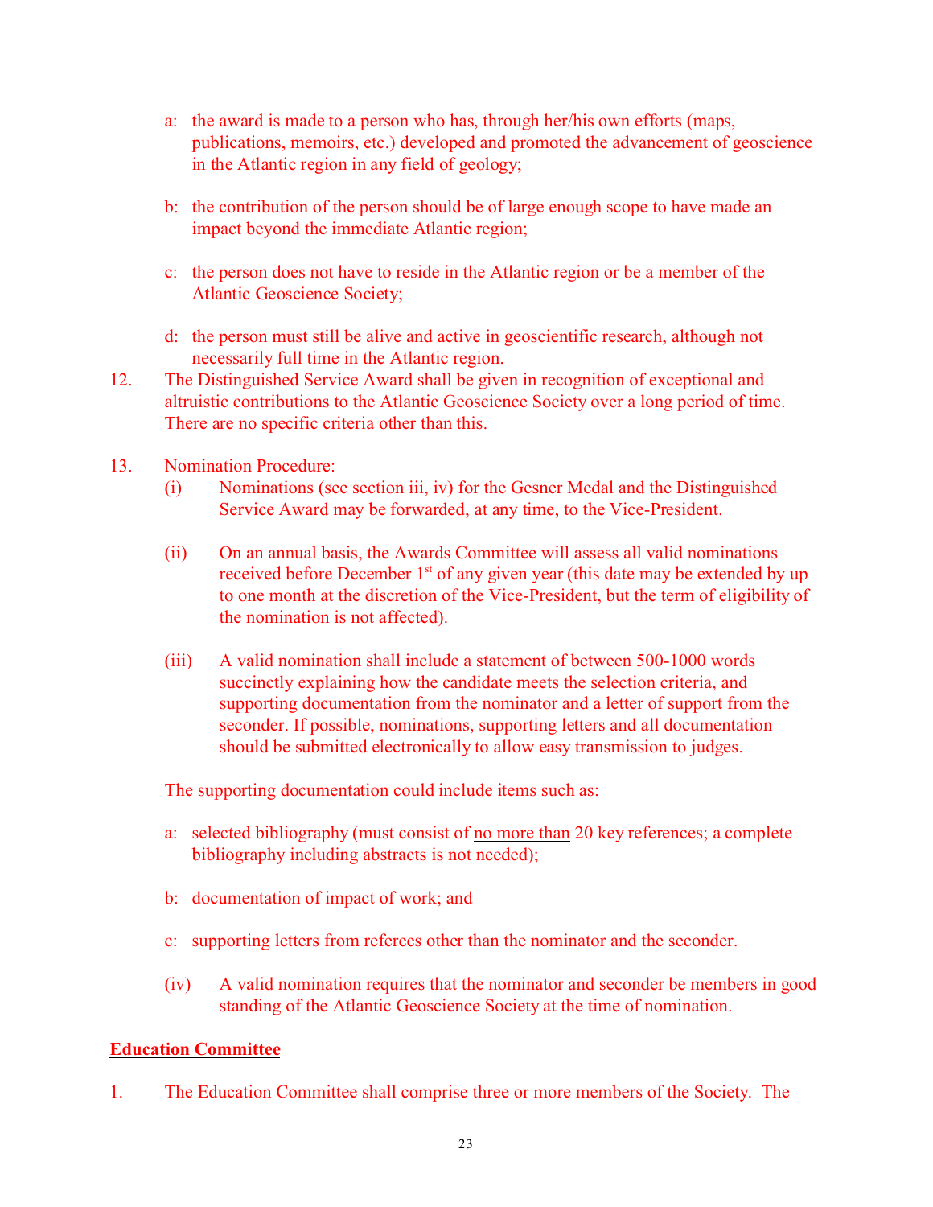a: the award is made to a person who has, through her/his own efforts (maps, publications, memoirs, etc.) developed and promoted the advancement of geoscience in the Atlantic region in any field of geology;

b: the contribution of the person should be of large enough scope to have made an impact beyond the immediate Atlantic region;

c: the person does not have to reside in the Atlantic region or be a member of the Atlantic Geoscience Society;

d: the person must still be alive and active in geoscientific research, although not necessarily full time in the Atlantic region.

12. The Distinguished Service Award shall be given in recognition of exceptional and altruistic contributions to the Atlantic Geoscience Society over a long period of time. There are no specific criteria other than this.

13. Nomination Procedure:

(i) Nominations (see section iii, iv) for the Gesner Medal and the Distinguished Service Award may be forwarded, at any time, to the Vice-President.

(ii) On an annual basis, the Awards Committee will assess all valid nominations received before December 1st of any given year (this date may be extended by up to one month at the discretion of the Vice-President, but the term of eligibility of the nomination is not affected).

(iii) A valid nomination shall include a statement of between 500-1000 words succinctly explaining how the candidate meets the selection criteria, and supporting documentation from the nominator and a letter of support from the seconder. If possible, nominations, supporting letters and all documentation should be submitted electronically to allow easy transmission to judges.

The supporting documentation could include items such as:

a: selected bibliography (must consist of <u>no more than</u> 20 key references; a complete bibliography including abstracts is not needed);

b: documentation of impact of work; and

c: supporting letters from referees other than the nominator and the seconder.

(iv) A valid nomination requires that the nominator and seconder be members in good standing of the Atlantic Geoscience Society at the time of nomination.

**<u>Education Committee</u>**

1. The Education Committee shall comprise three or more members of the Society. The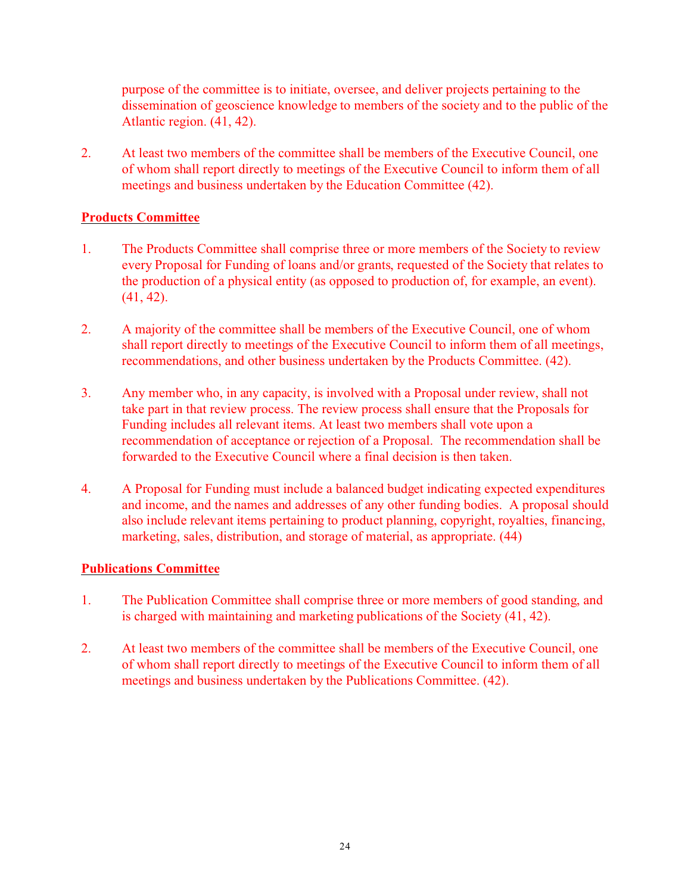purpose of the committee is to initiate, oversee, and deliver projects pertaining to the dissemination of geoscience knowledge to members of the society and to the public of the Atlantic region. (41, 42).

2. At least two members of the committee shall be members of the Executive Council, one of whom shall report directly to meetings of the Executive Council to inform them of all meetings and business undertaken by the Education Committee (42).

**Products Committee**

1. The Products Committee shall comprise three or more members of the Society to review every Proposal for Funding of loans and/or grants, requested of the Society that relates to the production of a physical entity (as opposed to production of, for example, an event). (41, 42).

2. A majority of the committee shall be members of the Executive Council, one of whom shall report directly to meetings of the Executive Council to inform them of all meetings, recommendations, and other business undertaken by the Products Committee. (42).

3. Any member who, in any capacity, is involved with a Proposal under review, shall not take part in that review process. The review process shall ensure that the Proposals for Funding includes all relevant items. At least two members shall vote upon a recommendation of acceptance or rejection of a Proposal. The recommendation shall be forwarded to the Executive Council where a final decision is then taken.

4. A Proposal for Funding must include a balanced budget indicating expected expenditures and income, and the names and addresses of any other funding bodies. A proposal should also include relevant items pertaining to product planning, copyright, royalties, financing, marketing, sales, distribution, and storage of material, as appropriate. (44)

**Publications Committee**

1. The Publication Committee shall comprise three or more members of good standing, and is charged with maintaining and marketing publications of the Society (41, 42).

2. At least two members of the committee shall be members of the Executive Council, one of whom shall report directly to meetings of the Executive Council to inform them of all meetings and business undertaken by the Publications Committee. (42).